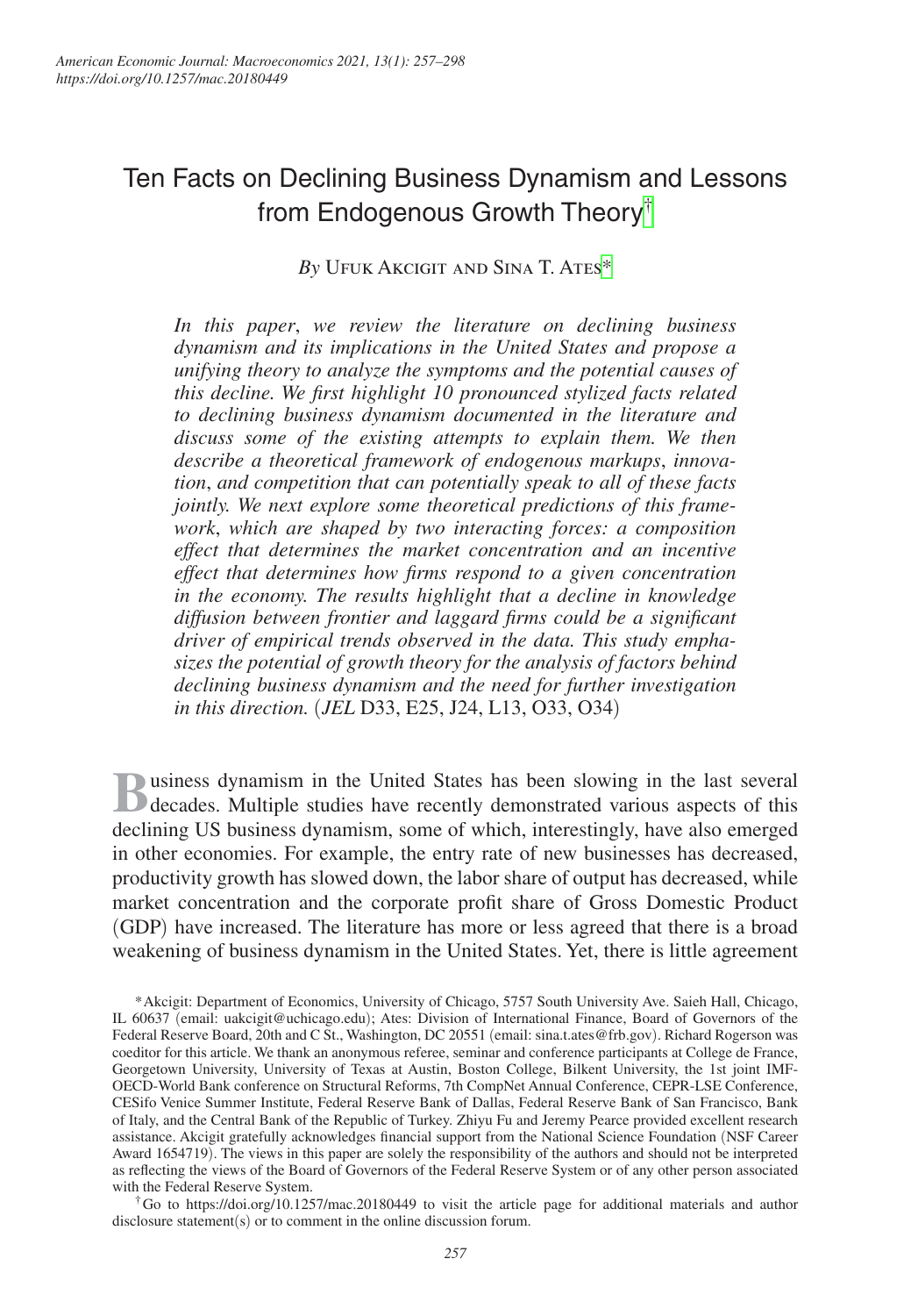# Ten Facts on Declining Business Dynamism and Lessons from Endogenous Growth Theory†

*By* Ufuk Akcigit and Sina T. Ates*

*In this paper, we review the literature on declining business dynamism and its implications in the United States and propose a unifying theory to analyze the symptoms and the potential causes of this decline. We first highlight 10 pronounced stylized facts related to declining business dynamism documented in the literature and discuss some of the existing attempts to explain them. We then describe a theoretical framework of endogenous markups, innovation, and competition that can potentially speak to all of these facts jointly. We next explore some theoretical predictions of this framework, which are shaped by two interacting forces: a composition effect that determines the market concentration and an incentive effect that determines how firms respond to a given concentration in the economy. The results highlight that a decline in knowledge diffusion between frontier and laggard firms could be a significant driver of empirical trends observed in the data. This study emphasizes the potential of growth theory for the analysis of factors behind declining business dynamism and the need for further investigation in this direction.* (*JEL* D33, E25, J24, L13, O33, O34)

Business dynamism in the United States has been slowing in the last several decades. Multiple studies have recently demonstrated various aspects of this declining US business dynamism, some of which, interestingly, have also emerged in other economies. For example, the entry rate of new businesses has decreased, productivity growth has slowed down, the labor share of output has decreased, while market concentration and the corporate profit share of Gross Domestic Product (GDP) have increased. The literature has more or less agreed that there is a broad weakening of business dynamism in the United States. Yet, there is little agreement

*Akcigit: Department of Economics, University of Chicago, 5757 South University Ave. Saieh Hall, Chicago, IL 60637 (email: uakcigit@uchicago.edu); Ates: Division of International Finance, Board of Governors of the Federal Reserve Board, 20th and C St., Washington, DC 20551 (email: sina.t.ates@frb.gov). Richard Rogerson was coeditor for this article. We thank an anonymous referee, seminar and conference participants at College de France, Georgetown University, University of Texas at Austin, Boston College, Bilkent University, the 1st joint IMF-OECD-World Bank conference on Structural Reforms, 7th CompNet Annual Conference, CEPR-LSE Conference, CESifo Venice Summer Institute, Federal Reserve Bank of Dallas, Federal Reserve Bank of San Francisco, Bank of Italy, and the Central Bank of the Republic of Turkey. Zhiyu Fu and Jeremy Pearce provided excellent research assistance. Akcigit gratefully acknowledges financial support from the National Science Foundation (NSF Career Award 1654719). The views in this paper are solely the responsibility of the authors and should not be interpreted as reflecting the views of the Board of Governors of the Federal Reserve System or of any other person associated with the Federal Reserve System.

†Go to https://doi.org/10.1257/mac.20180449 to visit the article page for additional materials and author disclosure statement(s) or to comment in the online discussion forum.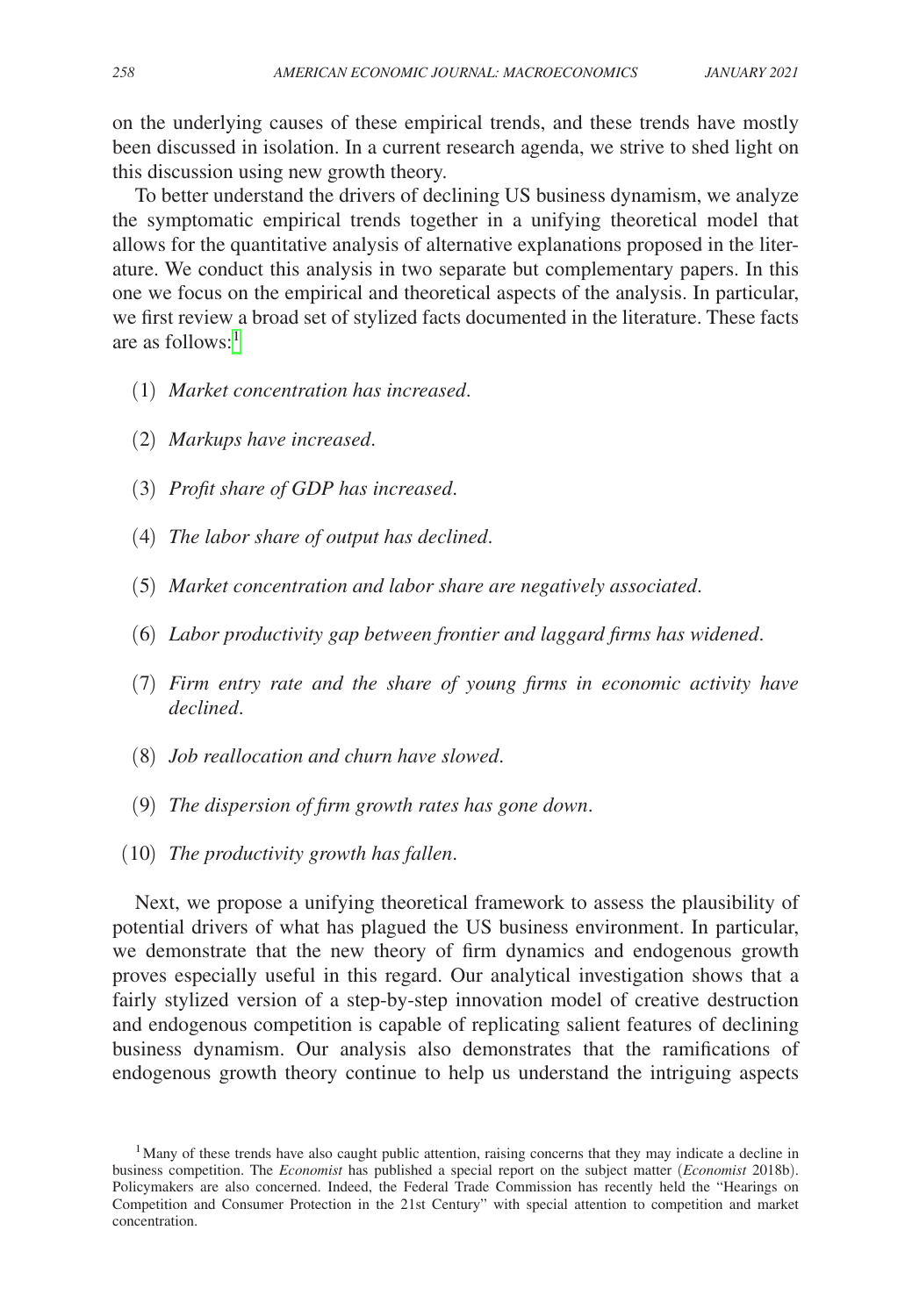on the underlying causes of these empirical trends, and these trends have mostly been discussed in isolation. In a current research agenda, we strive to shed light on this discussion using new growth theory.

To better understand the drivers of declining US business dynamism, we analyze the symptomatic empirical trends together in a unifying theoretical model that allows for the quantitative analysis of alternative explanations proposed in the literature. We conduct this analysis in two separate but complementary papers. In this one we focus on the empirical and theoretical aspects of the analysis. In particular, we first review a broad set of stylized facts documented in the literature. These facts are as follows:[1]

(1) *Market concentration has increased.*

(2) *Markups have increased.*

(3) *Profit share of GDP has increased.*

(4) *The labor share of output has declined.*

(5) *Market concentration and labor share are negatively associated.*

(6) *Labor productivity gap between frontier and laggard firms has widened.*

(7) *Firm entry rate and the share of young firms in economic activity have declined.*

(8) *Job reallocation and churn have slowed.*

(9) *The dispersion of firm growth rates has gone down.*

(10) *The productivity growth has fallen.*

Next, we propose a unifying theoretical framework to assess the plausibility of potential drivers of what has plagued the US business environment. In particular, we demonstrate that the new theory of firm dynamics and endogenous growth proves especially useful in this regard. Our analytical investigation shows that a fairly stylized version of a step-by-step innovation model of creative destruction and endogenous competition is capable of replicating salient features of declining business dynamism. Our analysis also demonstrates that the ramifications of endogenous growth theory continue to help us understand the intriguing aspects

[1] Many of these trends have also caught public attention, raising concerns that they may indicate a decline in business competition. The *Economist* has published a special report on the subject matter (*Economist* 2018b). Policymakers are also concerned. Indeed, the Federal Trade Commission has recently held the "Hearings on Competition and Consumer Protection in the 21st Century" with special attention to competition and market concentration.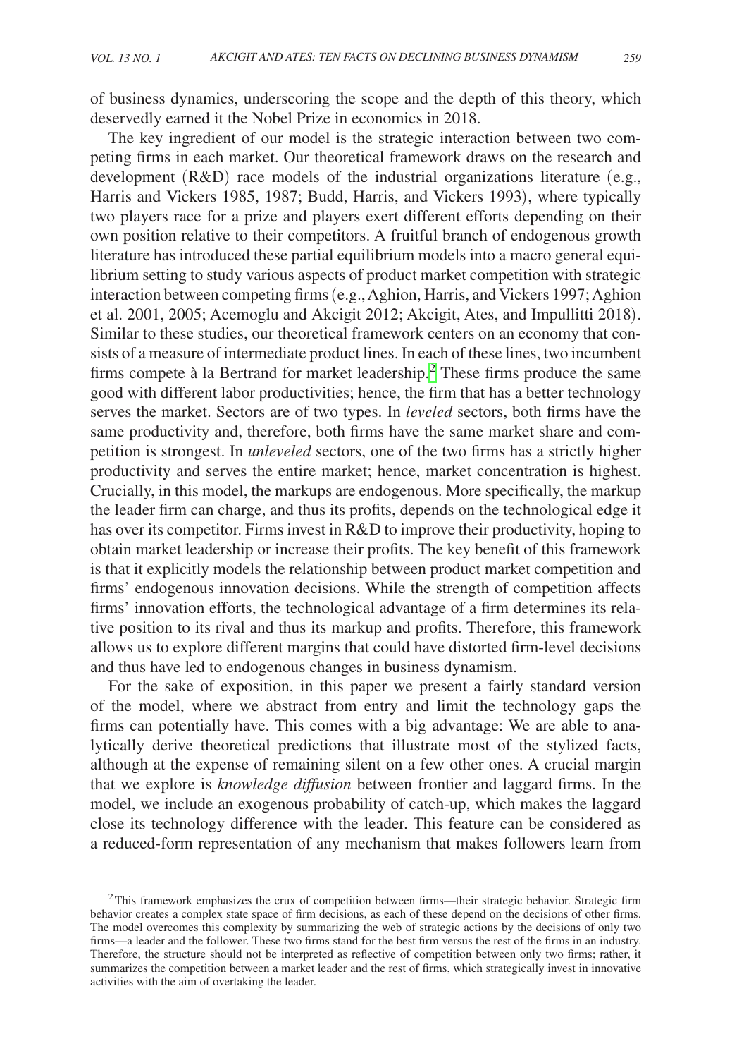of business dynamics, underscoring the scope and the depth of this theory, which deservedly earned it the Nobel Prize in economics in 2018.

The key ingredient of our model is the strategic interaction between two competing firms in each market. Our theoretical framework draws on the research and development (R&D) race models of the industrial organizations literature (e.g., Harris and Vickers 1985, 1987; Budd, Harris, and Vickers 1993), where typically two players race for a prize and players exert different efforts depending on their own position relative to their competitors. A fruitful branch of endogenous growth literature has introduced these partial equilibrium models into a macro general equilibrium setting to study various aspects of product market competition with strategic interaction between competing firms (e.g., Aghion, Harris, and Vickers 1997; Aghion et al. 2001, 2005; Acemoglu and Akcigit 2012; Akcigit, Ates, and Impullitti 2018). Similar to these studies, our theoretical framework centers on an economy that consists of a measure of intermediate product lines. In each of these lines, two incumbent firms compete à la Bertrand for market leadership.[2] These firms produce the same good with different labor productivities; hence, the firm that has a better technology serves the market. Sectors are of two types. In *leveled* sectors, both firms have the same productivity and, therefore, both firms have the same market share and competition is strongest. In *unleveled* sectors, one of the two firms has a strictly higher productivity and serves the entire market; hence, market concentration is highest. Crucially, in this model, the markups are endogenous. More specifically, the markup the leader firm can charge, and thus its profits, depends on the technological edge it has over its competitor. Firms invest in R&D to improve their productivity, hoping to obtain market leadership or increase their profits. The key benefit of this framework is that it explicitly models the relationship between product market competition and firms' endogenous innovation decisions. While the strength of competition affects firms' innovation efforts, the technological advantage of a firm determines its relative position to its rival and thus its markup and profits. Therefore, this framework allows us to explore different margins that could have distorted firm-level decisions and thus have led to endogenous changes in business dynamism.

For the sake of exposition, in this paper we present a fairly standard version of the model, where we abstract from entry and limit the technology gaps the firms can potentially have. This comes with a big advantage: We are able to analytically derive theoretical predictions that illustrate most of the stylized facts, although at the expense of remaining silent on a few other ones. A crucial margin that we explore is *knowledge diffusion* between frontier and laggard firms. In the model, we include an exogenous probability of catch-up, which makes the laggard close its technology difference with the leader. This feature can be considered as a reduced-form representation of any mechanism that makes followers learn from

[2] This framework emphasizes the crux of competition between firms—their strategic behavior. Strategic firm behavior creates a complex state space of firm decisions, as each of these depend on the decisions of other firms. The model overcomes this complexity by summarizing the web of strategic actions by the decisions of only two firms—a leader and the follower. These two firms stand for the best firm versus the rest of the firms in an industry. Therefore, the structure should not be interpreted as reflective of competition between only two firms; rather, it summarizes the competition between a market leader and the rest of firms, which strategically invest in innovative activities with the aim of overtaking the leader.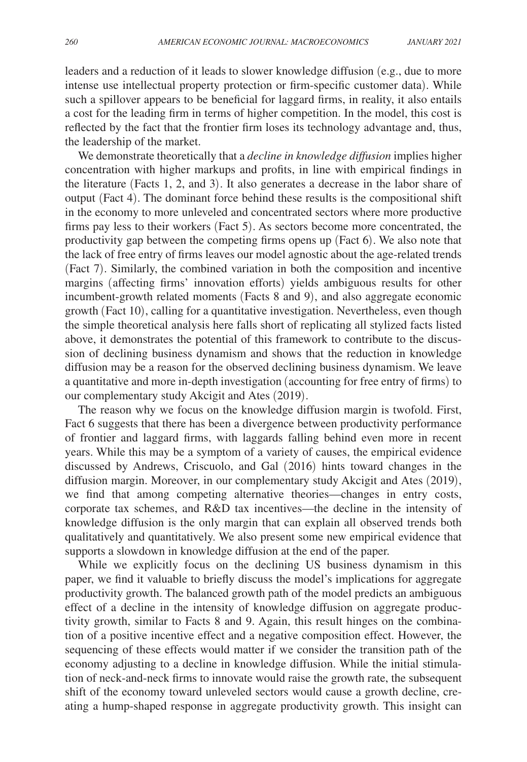leaders and a reduction of it leads to slower knowledge diffusion (e.g., due to more intense use intellectual property protection or firm-specific customer data). While such a spillover appears to be beneficial for laggard firms, in reality, it also entails a cost for the leading firm in terms of higher competition. In the model, this cost is reflected by the fact that the frontier firm loses its technology advantage and, thus, the leadership of the market.

We demonstrate theoretically that a *decline in knowledge diffusion* implies higher concentration with higher markups and profits, in line with empirical findings in the literature (Facts 1, 2, and 3). It also generates a decrease in the labor share of output (Fact 4). The dominant force behind these results is the compositional shift in the economy to more unleveled and concentrated sectors where more productive firms pay less to their workers (Fact 5). As sectors become more concentrated, the productivity gap between the competing firms opens up (Fact 6). We also note that the lack of free entry of firms leaves our model agnostic about the age-related trends (Fact 7). Similarly, the combined variation in both the composition and incentive margins (affecting firms' innovation efforts) yields ambiguous results for other incumbent-growth related moments (Facts 8 and 9), and also aggregate economic growth (Fact 10), calling for a quantitative investigation. Nevertheless, even though the simple theoretical analysis here falls short of replicating all stylized facts listed above, it demonstrates the potential of this framework to contribute to the discussion of declining business dynamism and shows that the reduction in knowledge diffusion may be a reason for the observed declining business dynamism. We leave a quantitative and more in-depth investigation (accounting for free entry of firms) to our complementary study Akcigit and Ates (2019).

The reason why we focus on the knowledge diffusion margin is twofold. First, Fact 6 suggests that there has been a divergence between productivity performance of frontier and laggard firms, with laggards falling behind even more in recent years. While this may be a symptom of a variety of causes, the empirical evidence discussed by Andrews, Criscuolo, and Gal (2016) hints toward changes in the diffusion margin. Moreover, in our complementary study Akcigit and Ates (2019), we find that among competing alternative theories—changes in entry costs, corporate tax schemes, and R&D tax incentives—the decline in the intensity of knowledge diffusion is the only margin that can explain all observed trends both qualitatively and quantitatively. We also present some new empirical evidence that supports a slowdown in knowledge diffusion at the end of the paper.

While we explicitly focus on the declining US business dynamism in this paper, we find it valuable to briefly discuss the model's implications for aggregate productivity growth. The balanced growth path of the model predicts an ambiguous effect of a decline in the intensity of knowledge diffusion on aggregate productivity growth, similar to Facts 8 and 9. Again, this result hinges on the combination of a positive incentive effect and a negative composition effect. However, the sequencing of these effects would matter if we consider the transition path of the economy adjusting to a decline in knowledge diffusion. While the initial stimulation of neck-and-neck firms to innovate would raise the growth rate, the subsequent shift of the economy toward unleveled sectors would cause a growth decline, creating a hump-shaped response in aggregate productivity growth. This insight can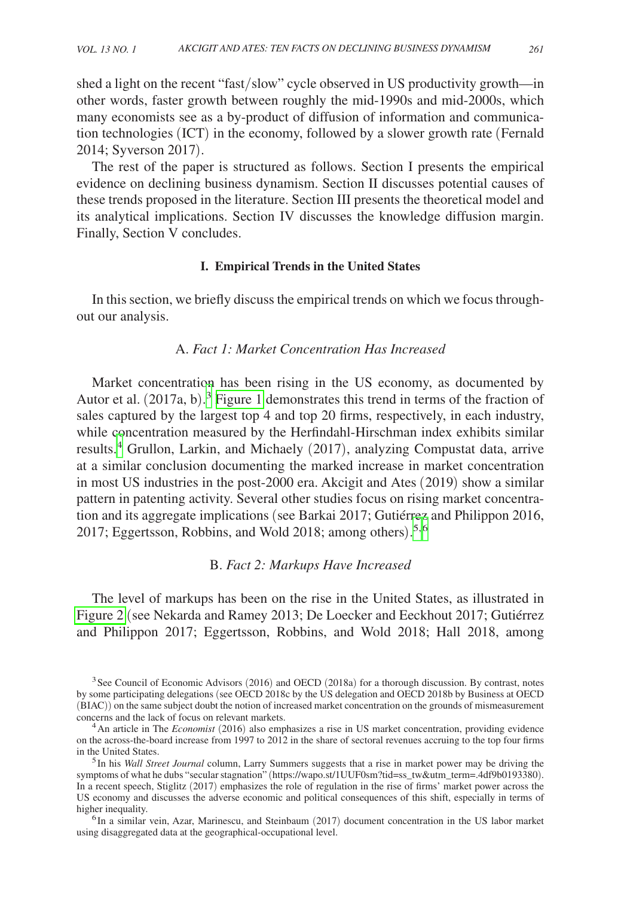shed a light on the recent "fast/slow" cycle observed in US productivity growth—in other words, faster growth between roughly the mid-1990s and mid-2000s, which many economists see as a by-product of diffusion of information and communication technologies (ICT) in the economy, followed by a slower growth rate (Fernald 2014; Syverson 2017).

The rest of the paper is structured as follows. Section I presents the empirical evidence on declining business dynamism. Section II discusses potential causes of these trends proposed in the literature. Section III presents the theoretical model and its analytical implications. Section IV discusses the knowledge diffusion margin. Finally, Section V concludes.

## I. Empirical Trends in the United States

In this section, we briefly discuss the empirical trends on which we focus throughout our analysis.

### A. *Fact 1: Market Concentration Has Increased*

Market concentration has been rising in the US economy, as documented by Autor et al. (2017a, b).[3] Figure 1 demonstrates this trend in terms of the fraction of sales captured by the largest top 4 and top 20 firms, respectively, in each industry, while concentration measured by the Herfindahl-Hirschman index exhibits similar results.[4] Grullon, Larkin, and Michaely (2017), analyzing Compustat data, arrive at a similar conclusion documenting the marked increase in market concentration in most US industries in the post-2000 era. Akcigit and Ates (2019) show a similar pattern in patenting activity. Several other studies focus on rising market concentration and its aggregate implications (see Barkai 2017; Gutiérrez and Philippon 2016, 2017; Eggertsson, Robbins, and Wold 2018; among others).[5,6]

### B. *Fact 2: Markups Have Increased*

The level of markups has been on the rise in the United States, as illustrated in Figure 2 (see Nekarda and Ramey 2013; De Loecker and Eeckhout 2017; Gutiérrez and Philippon 2017; Eggertsson, Robbins, and Wold 2018; Hall 2018, among

[3] See Council of Economic Advisors (2016) and OECD (2018a) for a thorough discussion. By contrast, notes by some participating delegations (see OECD 2018c by the US delegation and OECD 2018b by Business at OECD (BIAC)) on the same subject doubt the notion of increased market concentration on the grounds of mismeasurement concerns and the lack of focus on relevant markets.

[4] An article in The *Economist* (2016) also emphasizes a rise in US market concentration, providing evidence on the across-the-board increase from 1997 to 2012 in the share of sectoral revenues accruing to the top four firms in the United States.

[5] In his *Wall Street Journal* column, Larry Summers suggests that a rise in market power may be driving the symptoms of what he dubs "secular stagnation" (https://wapo.st/1UUF0sm?tid=ss_tw&utm_term=.4df9b0193380). In a recent speech, Stiglitz (2017) emphasizes the role of regulation in the rise of firms' market power across the US economy and discusses the adverse economic and political consequences of this shift, especially in terms of higher inequality.

[6] In a similar vein, Azar, Marinescu, and Steinbaum (2017) document concentration in the US labor market using disaggregated data at the geographical-occupational level.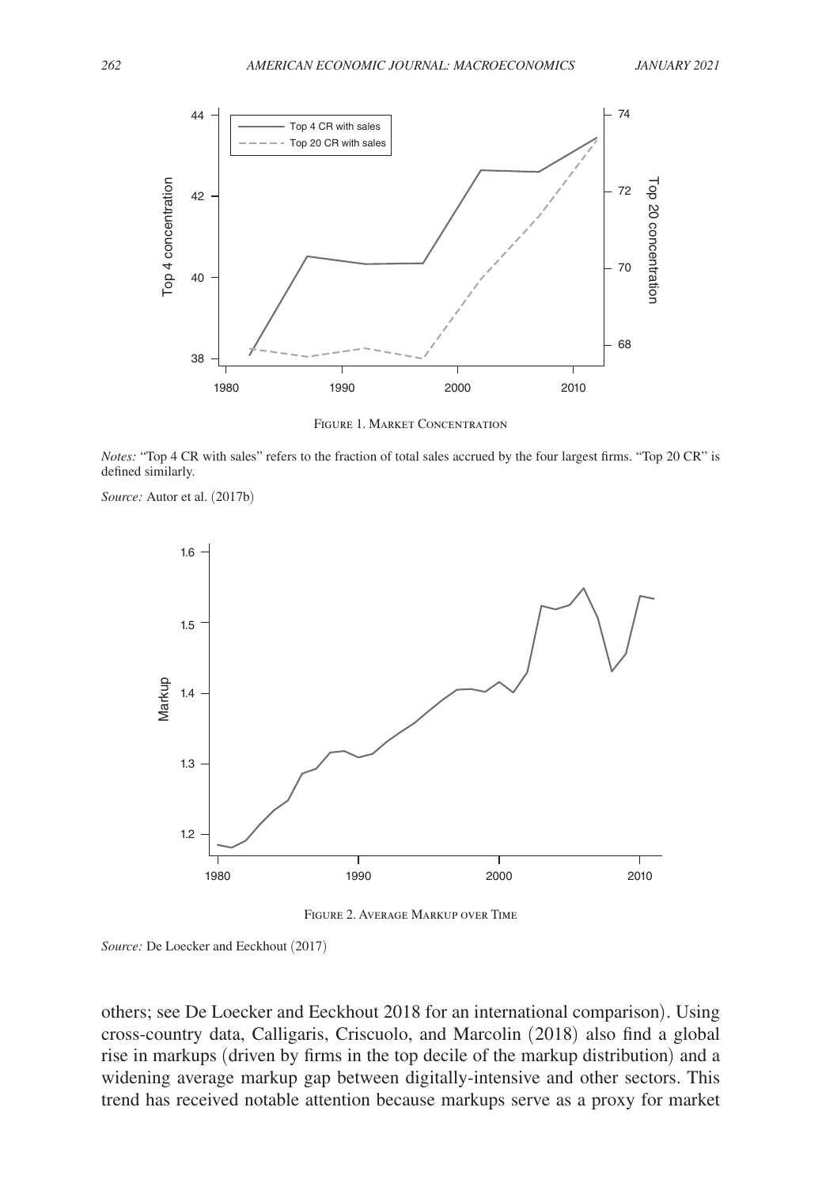Figure 1. Market Concentration

*Notes:* "Top 4 CR with sales" refers to the fraction of total sales accrued by the four largest firms. "Top 20 CR" is defined similarly.

*Source:* Autor et al. (2017b)

Figure 2. Average Markup over Time

*Source:* De Loecker and Eeckhout (2017)

others; see De Loecker and Eeckhout 2018 for an international comparison). Using cross-country data, Calligaris, Criscuolo, and Marcolin (2018) also find a global rise in markups (driven by firms in the top decile of the markup distribution) and a widening average markup gap between digitally-intensive and other sectors. This trend has received notable attention because markups serve as a proxy for market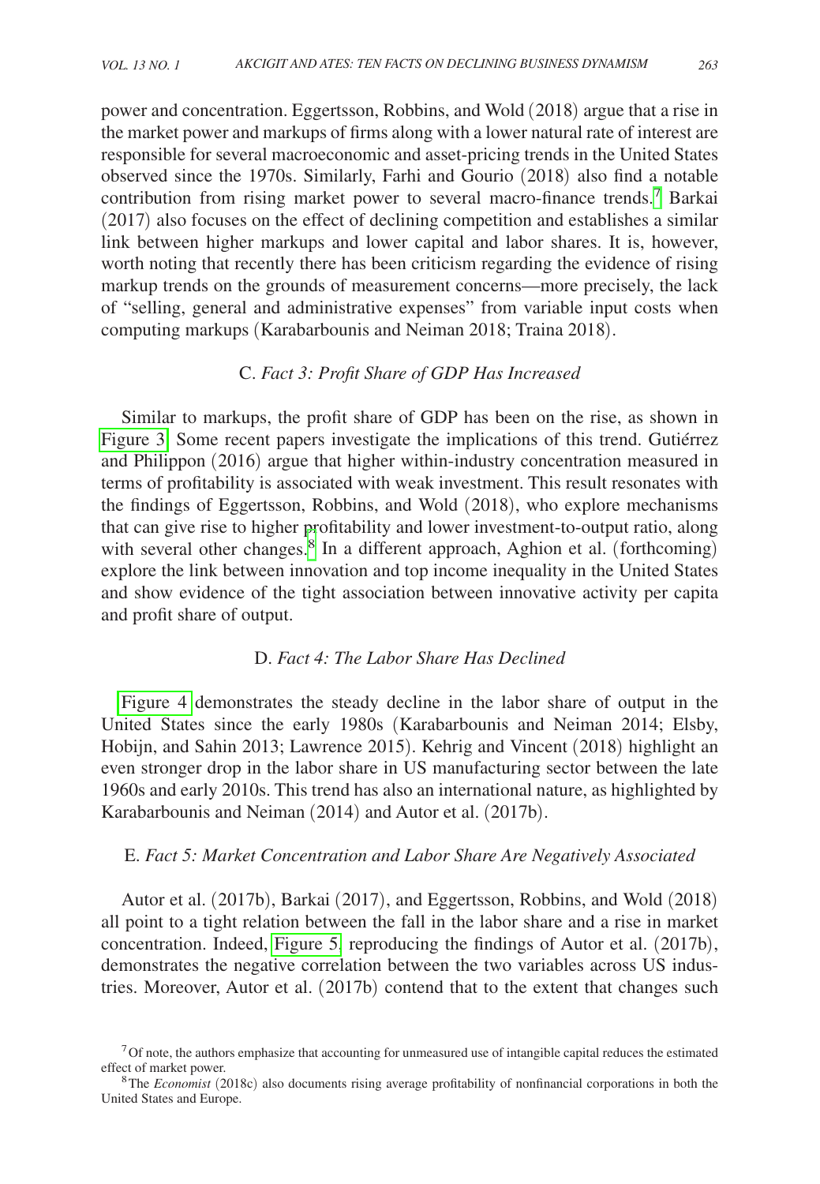power and concentration. Eggertsson, Robbins, and Wold (2018) argue that a rise in the market power and markups of firms along with a lower natural rate of interest are responsible for several macroeconomic and asset-pricing trends in the United States observed since the 1970s. Similarly, Farhi and Gourio (2018) also find a notable contribution from rising market power to several macro-finance trends.[7] Barkai (2017) also focuses on the effect of declining competition and establishes a similar link between higher markups and lower capital and labor shares. It is, however, worth noting that recently there has been criticism regarding the evidence of rising markup trends on the grounds of measurement concerns—more precisely, the lack of "selling, general and administrative expenses" from variable input costs when computing markups (Karabarbounis and Neiman 2018; Traina 2018).

### C. *Fact 3: Profit Share of GDP Has Increased*

Similar to markups, the profit share of GDP has been on the rise, as shown in Figure 3. Some recent papers investigate the implications of this trend. Gutiérrez and Philippon (2016) argue that higher within-industry concentration measured in terms of profitability is associated with weak investment. This result resonates with the findings of Eggertsson, Robbins, and Wold (2018), who explore mechanisms that can give rise to higher profitability and lower investment-to-output ratio, along with several other changes.[8] In a different approach, Aghion et al. (forthcoming) explore the link between innovation and top income inequality in the United States and show evidence of the tight association between innovative activity per capita and profit share of output.

### D. *Fact 4: The Labor Share Has Declined*

Figure 4 demonstrates the steady decline in the labor share of output in the United States since the early 1980s (Karabarbounis and Neiman 2014; Elsby, Hobijn, and Sahin 2013; Lawrence 2015). Kehrig and Vincent (2018) highlight an even stronger drop in the labor share in US manufacturing sector between the late 1960s and early 2010s. This trend has also an international nature, as highlighted by Karabarbounis and Neiman (2014) and Autor et al. (2017b).

### E. *Fact 5: Market Concentration and Labor Share Are Negatively Associated*

Autor et al. (2017b), Barkai (2017), and Eggertsson, Robbins, and Wold (2018) all point to a tight relation between the fall in the labor share and a rise in market concentration. Indeed, Figure 5, reproducing the findings of Autor et al. (2017b), demonstrates the negative correlation between the two variables across US industries. Moreover, Autor et al. (2017b) contend that to the extent that changes such

[7] Of note, the authors emphasize that accounting for unmeasured use of intangible capital reduces the estimated effect of market power.

[8] The *Economist* (2018c) also documents rising average profitability of nonfinancial corporations in both the United States and Europe.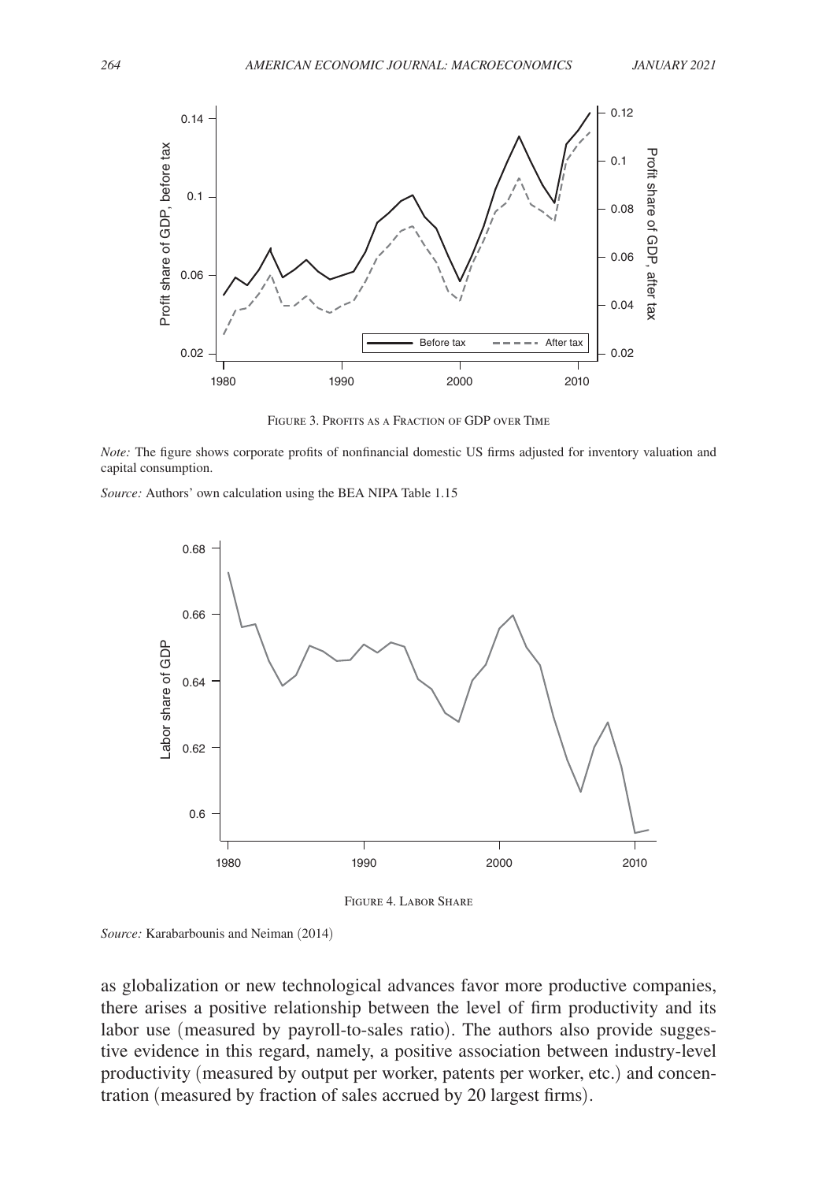Figure 3. Profits as a Fraction of GDP over Time

*Note:* The figure shows corporate profits of nonfinancial domestic US firms adjusted for inventory valuation and capital consumption.

*Source:* Authors' own calculation using the BEA NIPA Table 1.15

Figure 4. Labor Share

*Source:* Karabarbounis and Neiman (2014)

as globalization or new technological advances favor more productive companies, there arises a positive relationship between the level of firm productivity and its labor use (measured by payroll-to-sales ratio). The authors also provide suggestive evidence in this regard, namely, a positive association between industry-level productivity (measured by output per worker, patents per worker, etc.) and concentration (measured by fraction of sales accrued by 20 largest firms).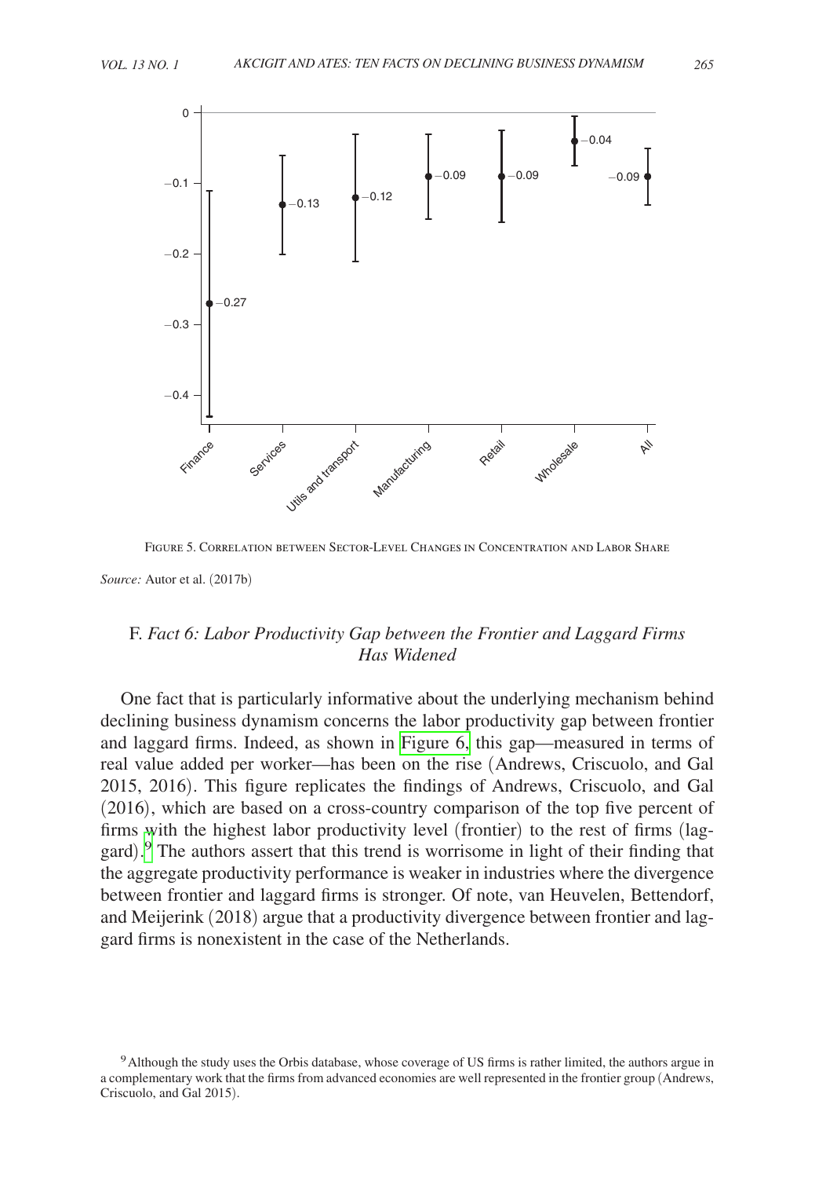FIGURE 5. CORRELATION BETWEEN SECTOR-LEVEL CHANGES IN CONCENTRATION AND LABOR SHARE

*Source:* Autor et al. (2017b)

## F. *Fact 6: Labor Productivity Gap between the Frontier and Laggard Firms Has Widened*

One fact that is particularly informative about the underlying mechanism behind declining business dynamism concerns the labor productivity gap between frontier and laggard firms. Indeed, as shown in Figure 6, this gap—measured in terms of real value added per worker—has been on the rise (Andrews, Criscuolo, and Gal 2015, 2016). This figure replicates the findings of Andrews, Criscuolo, and Gal (2016), which are based on a cross-country comparison of the top five percent of firms with the highest labor productivity level (frontier) to the rest of firms (laggard).[9] The authors assert that this trend is worrisome in light of their finding that the aggregate productivity performance is weaker in industries where the divergence between frontier and laggard firms is stronger. Of note, van Heuvelen, Bettendorf, and Meijerink (2018) argue that a productivity divergence between frontier and laggard firms is nonexistent in the case of the Netherlands.

[9] Although the study uses the Orbis database, whose coverage of US firms is rather limited, the authors argue in a complementary work that the firms from advanced economies are well represented in the frontier group (Andrews, Criscuolo, and Gal 2015).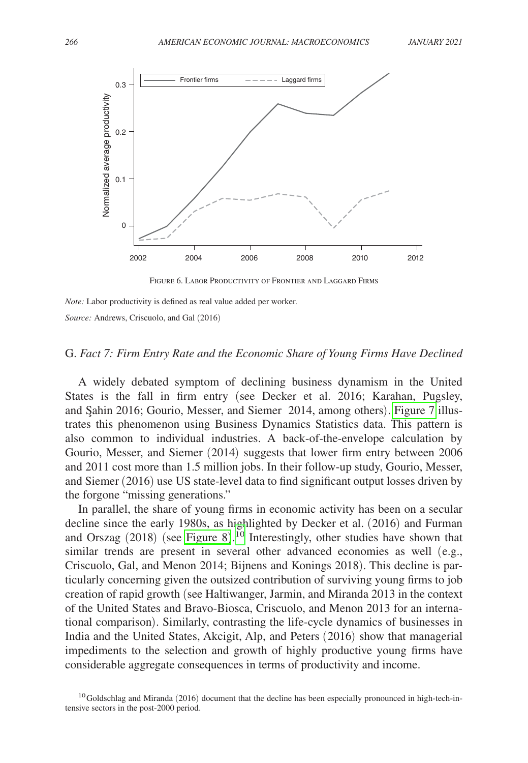Figure 6. Labor Productivity of Frontier and Laggard Firms

*Note:* Labor productivity is defined as real value added per worker.

*Source:* Andrews, Criscuolo, and Gal (2016)

### G. *Fact 7: Firm Entry Rate and the Economic Share of Young Firms Have Declined*

A widely debated symptom of declining business dynamism in the United States is the fall in firm entry (see Decker et al. 2016; Karahan, Pugsley, and Şahin 2016; Gourio, Messer, and Siemer 2014, among others). Figure 7 illustrates this phenomenon using Business Dynamics Statistics data. This pattern is also common to individual industries. A back-of-the-envelope calculation by Gourio, Messer, and Siemer (2014) suggests that lower firm entry between 2006 and 2011 cost more than 1.5 million jobs. In their follow-up study, Gourio, Messer, and Siemer (2016) use US state-level data to find significant output losses driven by the forgone "missing generations."

In parallel, the share of young firms in economic activity has been on a secular decline since the early 1980s, as highlighted by Decker et al. (2016) and Furman and Orszag (2018) (see Figure 8).[10] Interestingly, other studies have shown that similar trends are present in several other advanced economies as well (e.g., Criscuolo, Gal, and Menon 2014; Bijnens and Konings 2018). This decline is particularly concerning given the outsized contribution of surviving young firms to job creation of rapid growth (see Haltiwanger, Jarmin, and Miranda 2013 in the context of the United States and Bravo-Biosca, Criscuolo, and Menon 2013 for an international comparison). Similarly, contrasting the life-cycle dynamics of businesses in India and the United States, Akcigit, Alp, and Peters (2016) show that managerial impediments to the selection and growth of highly productive young firms have considerable aggregate consequences in terms of productivity and income.

[10] Goldschlag and Miranda (2016) document that the decline has been especially pronounced in high-tech-intensive sectors in the post-2000 period.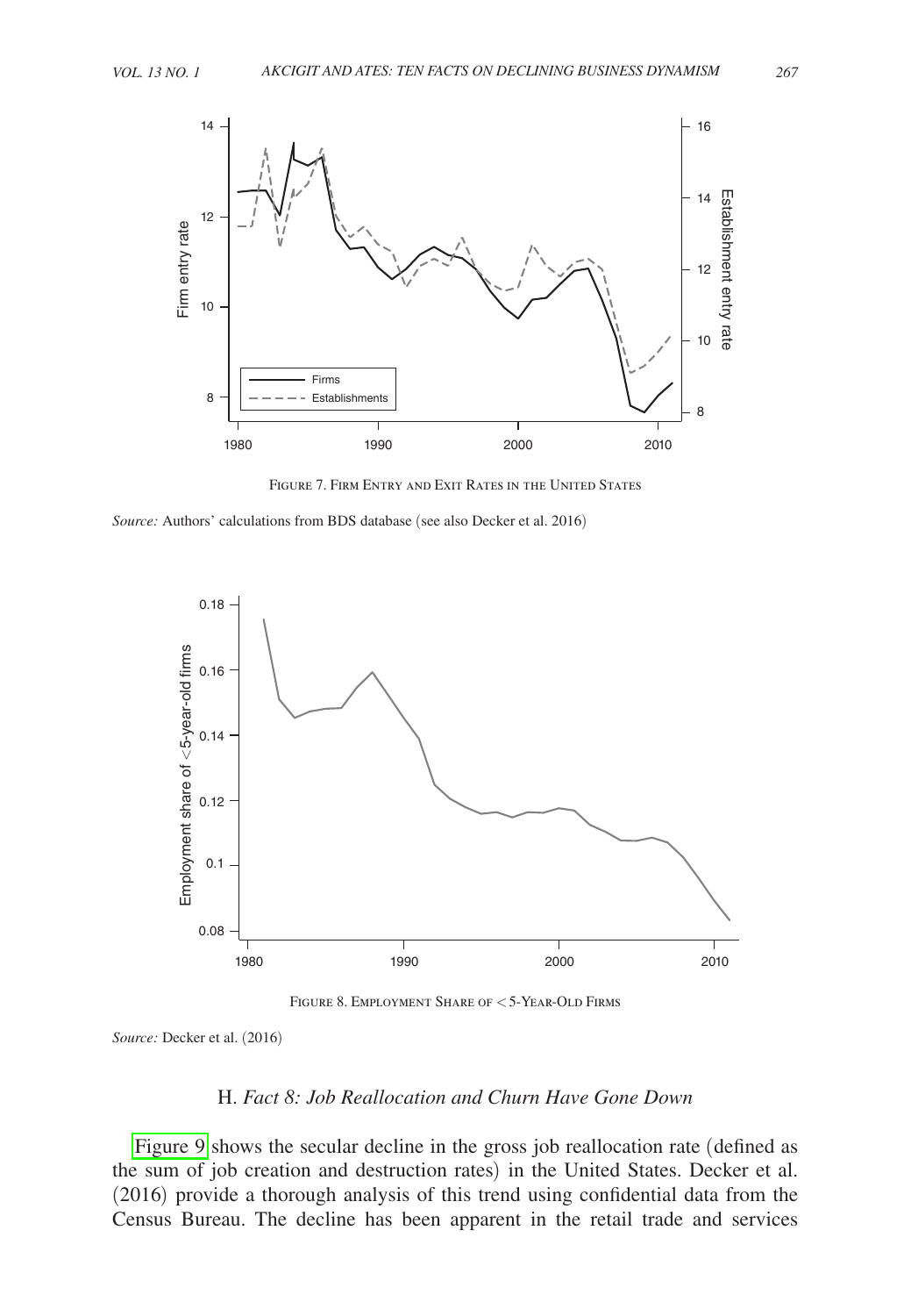Figure 7. Firm Entry and Exit Rates in the United States

*Source:* Authors' calculations from BDS database (see also Decker et al. 2016)

Figure 8. Employment Share of < 5-Year-Old Firms

*Source:* Decker et al. (2016)

### H. *Fact 8: Job Reallocation and Churn Have Gone Down*

Figure 9 shows the secular decline in the gross job reallocation rate (defined as the sum of job creation and destruction rates) in the United States. Decker et al. (2016) provide a thorough analysis of this trend using confidential data from the Census Bureau. The decline has been apparent in the retail trade and services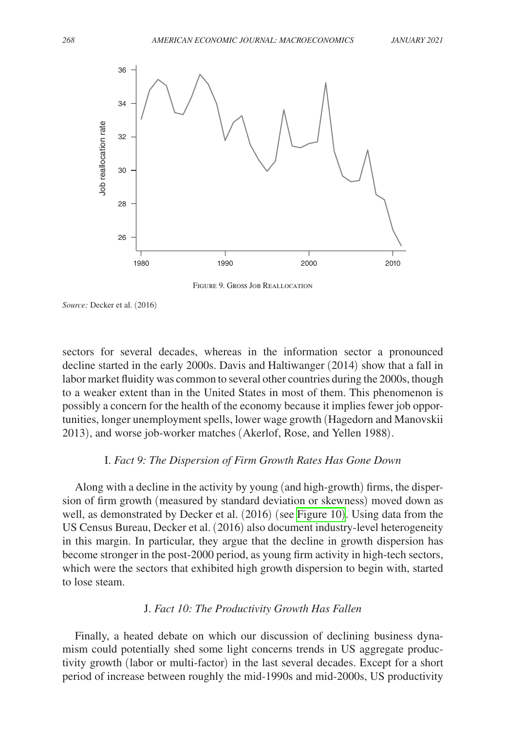Figure 9. Gross Job Reallocation

*Source:* Decker et al. (2016)

sectors for several decades, whereas in the information sector a pronounced decline started in the early 2000s. Davis and Haltiwanger (2014) show that a fall in labor market fluidity was common to several other countries during the 2000s, though to a weaker extent than in the United States in most of them. This phenomenon is possibly a concern for the health of the economy because it implies fewer job opportunities, longer unemployment spells, lower wage growth (Hagedorn and Manovskii 2013), and worse job-worker matches (Akerlof, Rose, and Yellen 1988).

### I. *Fact 9: The Dispersion of Firm Growth Rates Has Gone Down*

Along with a decline in the activity by young (and high-growth) firms, the dispersion of firm growth (measured by standard deviation or skewness) moved down as well, as demonstrated by Decker et al. (2016) (see Figure 10). Using data from the US Census Bureau, Decker et al. (2016) also document industry-level heterogeneity in this margin. In particular, they argue that the decline in growth dispersion has become stronger in the post-2000 period, as young firm activity in high-tech sectors, which were the sectors that exhibited high growth dispersion to begin with, started to lose steam.

### J. *Fact 10: The Productivity Growth Has Fallen*

Finally, a heated debate on which our discussion of declining business dynamism could potentially shed some light concerns trends in US aggregate productivity growth (labor or multi-factor) in the last several decades. Except for a short period of increase between roughly the mid-1990s and mid-2000s, US productivity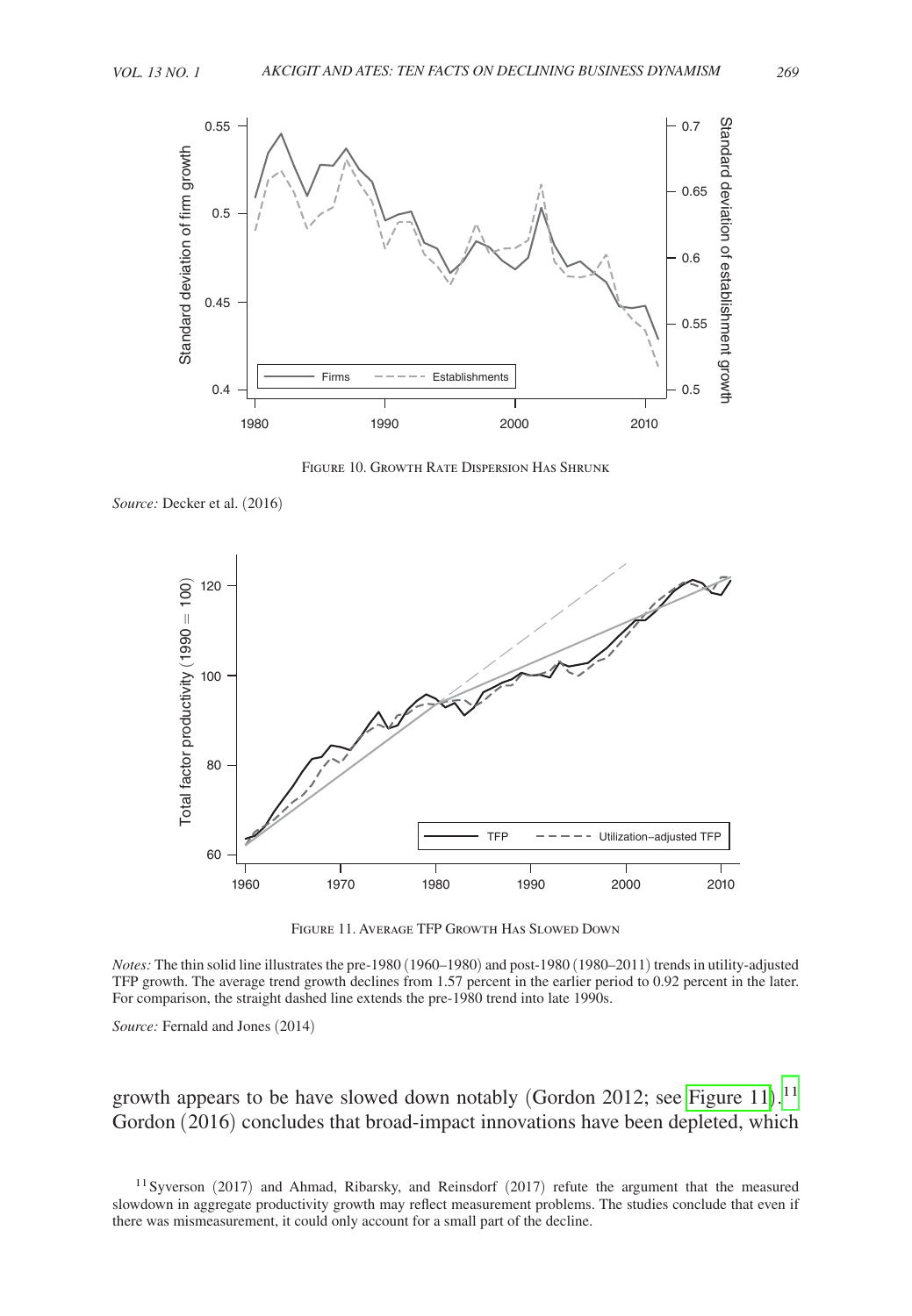Figure 10. Growth Rate Dispersion Has Shrunk

*Source:* Decker et al. (2016)

Figure 11. Average TFP Growth Has Slowed Down

*Notes:* The thin solid line illustrates the pre-1980 (1960–1980) and post-1980 (1980–2011) trends in utility-adjusted TFP growth. The average trend growth declines from 1.57 percent in the earlier period to 0.92 percent in the later. For comparison, the straight dashed line extends the pre-1980 trend into late 1990s.

*Source:* Fernald and Jones (2014)

growth appears to be have slowed down notably (Gordon 2012; see Figure 11).[11] Gordon (2016) concludes that broad-impact innovations have been depleted, which

[11] Syverson (2017) and Ahmad, Ribarsky, and Reinsdorf (2017) refute the argument that the measured slowdown in aggregate productivity growth may reflect measurement problems. The studies conclude that even if there was mismeasurement, it could only account for a small part of the decline.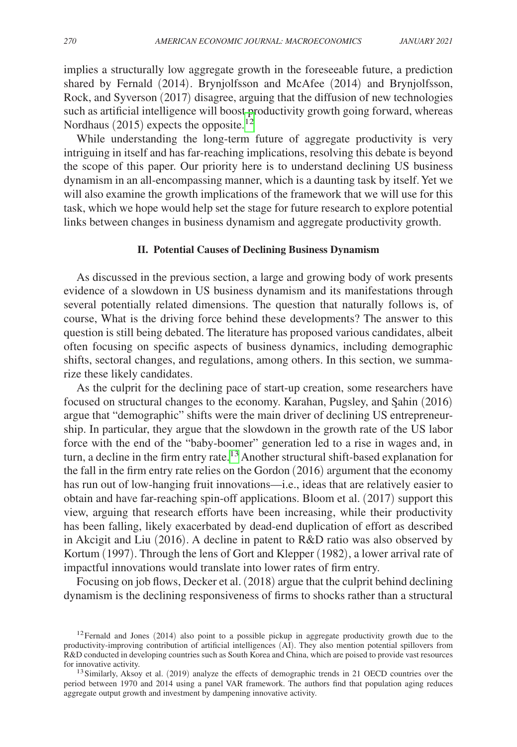implies a structurally low aggregate growth in the foreseeable future, a prediction shared by Fernald (2014). Brynjolfsson and McAfee (2014) and Brynjolfsson, Rock, and Syverson (2017) disagree, arguing that the diffusion of new technologies such as artificial intelligence will boost productivity growth going forward, whereas Nordhaus (2015) expects the opposite.[12]

While understanding the long-term future of aggregate productivity is very intriguing in itself and has far-reaching implications, resolving this debate is beyond the scope of this paper. Our priority here is to understand declining US business dynamism in an all-encompassing manner, which is a daunting task by itself. Yet we will also examine the growth implications of the framework that we will use for this task, which we hope would help set the stage for future research to explore potential links between changes in business dynamism and aggregate productivity growth.

## II. Potential Causes of Declining Business Dynamism

As discussed in the previous section, a large and growing body of work presents evidence of a slowdown in US business dynamism and its manifestations through several potentially related dimensions. The question that naturally follows is, of course, What is the driving force behind these developments? The answer to this question is still being debated. The literature has proposed various candidates, albeit often focusing on specific aspects of business dynamics, including demographic shifts, sectoral changes, and regulations, among others. In this section, we summarize these likely candidates.

As the culprit for the declining pace of start-up creation, some researchers have focused on structural changes to the economy. Karahan, Pugsley, and Şahin (2016) argue that "demographic" shifts were the main driver of declining US entrepreneurship. In particular, they argue that the slowdown in the growth rate of the US labor force with the end of the "baby-boomer" generation led to a rise in wages and, in turn, a decline in the firm entry rate.[13] Another structural shift-based explanation for the fall in the firm entry rate relies on the Gordon (2016) argument that the economy has run out of low-hanging fruit innovations—i.e., ideas that are relatively easier to obtain and have far-reaching spin-off applications. Bloom et al. (2017) support this view, arguing that research efforts have been increasing, while their productivity has been falling, likely exacerbated by dead-end duplication of effort as described in Akcigit and Liu (2016). A decline in patent to R&D ratio was also observed by Kortum (1997). Through the lens of Gort and Klepper (1982), a lower arrival rate of impactful innovations would translate into lower rates of firm entry.

Focusing on job flows, Decker et al. (2018) argue that the culprit behind declining dynamism is the declining responsiveness of firms to shocks rather than a structural

[12] Fernald and Jones (2014) also point to a possible pickup in aggregate productivity growth due to the productivity-improving contribution of artificial intelligences (AI). They also mention potential spillovers from R&D conducted in developing countries such as South Korea and China, which are poised to provide vast resources for innovative activity.

[13] Similarly, Aksoy et al. (2019) analyze the effects of demographic trends in 21 OECD countries over the period between 1970 and 2014 using a panel VAR framework. The authors find that population aging reduces aggregate output growth and investment by dampening innovative activity.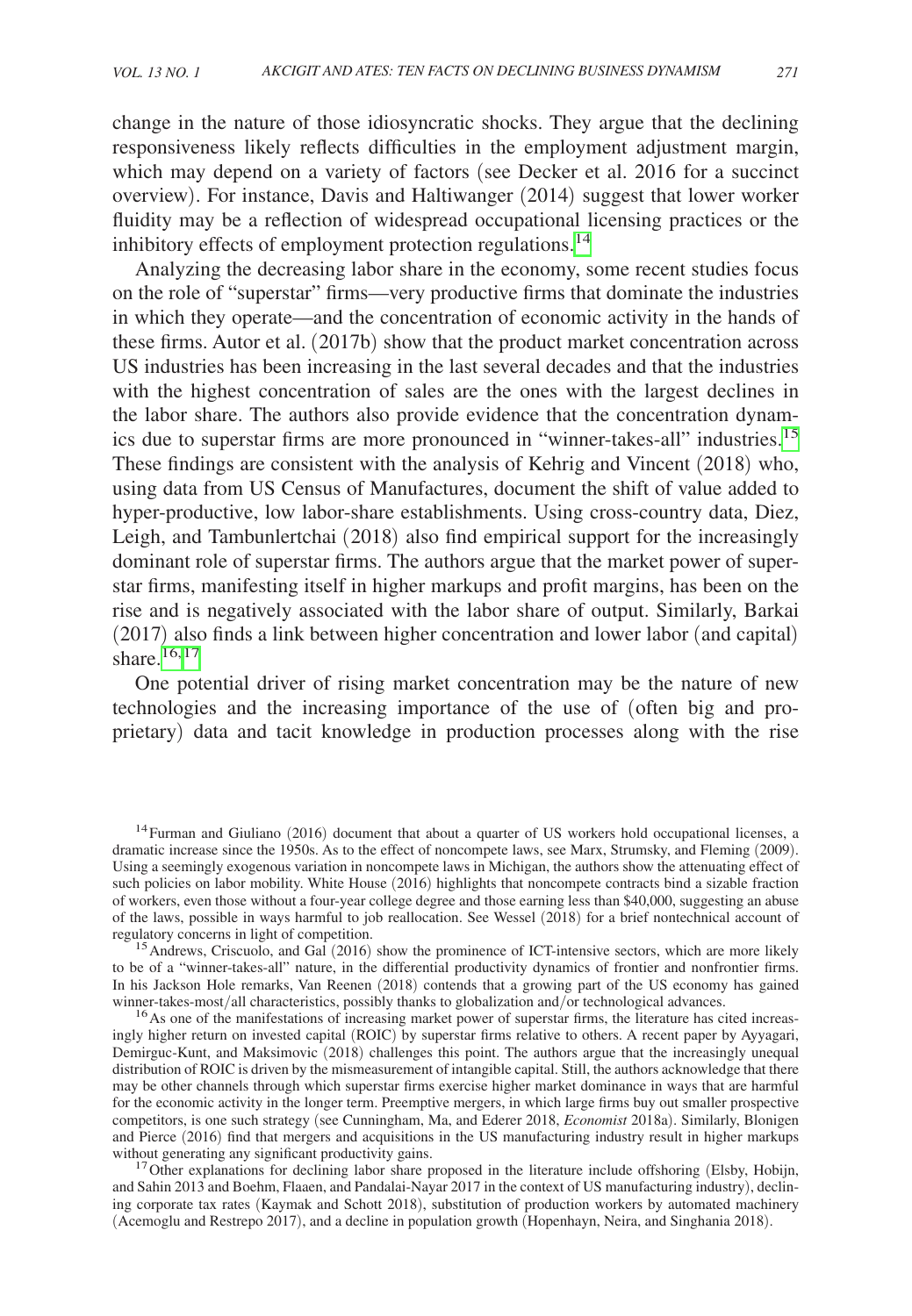change in the nature of those idiosyncratic shocks. They argue that the declining responsiveness likely reflects difficulties in the employment adjustment margin, which may depend on a variety of factors (see Decker et al. 2016 for a succinct overview). For instance, Davis and Haltiwanger (2014) suggest that lower worker fluidity may be a reflection of widespread occupational licensing practices or the inhibitory effects of employment protection regulations.[14]

Analyzing the decreasing labor share in the economy, some recent studies focus on the role of "superstar" firms—very productive firms that dominate the industries in which they operate—and the concentration of economic activity in the hands of these firms. Autor et al. (2017b) show that the product market concentration across US industries has been increasing in the last several decades and that the industries with the highest concentration of sales are the ones with the largest declines in the labor share. The authors also provide evidence that the concentration dynamics due to superstar firms are more pronounced in "winner-takes-all" industries.[15] These findings are consistent with the analysis of Kehrig and Vincent (2018) who, using data from US Census of Manufactures, document the shift of value added to hyper-productive, low labor-share establishments. Using cross-country data, Diez, Leigh, and Tambunlertchai (2018) also find empirical support for the increasingly dominant role of superstar firms. The authors argue that the market power of superstar firms, manifesting itself in higher markups and profit margins, has been on the rise and is negatively associated with the labor share of output. Similarly, Barkai (2017) also finds a link between higher concentration and lower labor (and capital) share.[16,17]

One potential driver of rising market concentration may be the nature of new technologies and the increasing importance of the use of (often big and proprietary) data and tacit knowledge in production processes along with the rise

[14] Furman and Giuliano (2016) document that about a quarter of US workers hold occupational licenses, a dramatic increase since the 1950s. As to the effect of noncompete laws, see Marx, Strumsky, and Fleming (2009). Using a seemingly exogenous variation in noncompete laws in Michigan, the authors show the attenuating effect of such policies on labor mobility. White House (2016) highlights that noncompete contracts bind a sizable fraction of workers, even those without a four-year college degree and those earning less than $40,000, suggesting an abuse of the laws, possible in ways harmful to job reallocation. See Wessel (2018) for a brief nontechnical account of regulatory concerns in light of competition.

[15] Andrews, Criscuolo, and Gal (2016) show the prominence of ICT-intensive sectors, which are more likely to be of a "winner-takes-all" nature, in the differential productivity dynamics of frontier and nonfrontier firms. In his Jackson Hole remarks, Van Reenen (2018) contends that a growing part of the US economy has gained winner-takes-most/all characteristics, possibly thanks to globalization and/or technological advances.

[16] As one of the manifestations of increasing market power of superstar firms, the literature has cited increasingly higher return on invested capital (ROIC) by superstar firms relative to others. A recent paper by Ayyagari, Demirguc-Kunt, and Maksimovic (2018) challenges this point. The authors argue that the increasingly unequal distribution of ROIC is driven by the mismeasurement of intangible capital. Still, the authors acknowledge that there may be other channels through which superstar firms exercise higher market dominance in ways that are harmful for the economic activity in the longer term. Preemptive mergers, in which large firms buy out smaller prospective competitors, is one such strategy (see Cunningham, Ma, and Ederer 2018, *Economist* 2018a). Similarly, Blonigen and Pierce (2016) find that mergers and acquisitions in the US manufacturing industry result in higher markups without generating any significant productivity gains.

[17] Other explanations for declining labor share proposed in the literature include offshoring (Elsby, Hobijn, and Sahin 2013 and Boehm, Flaaen, and Pandalai-Nayar 2017 in the context of US manufacturing industry), declining corporate tax rates (Kaymak and Schott 2018), substitution of production workers by automated machinery (Acemoglu and Restrepo 2017), and a decline in population growth (Hopenhayn, Neira, and Singhania 2018).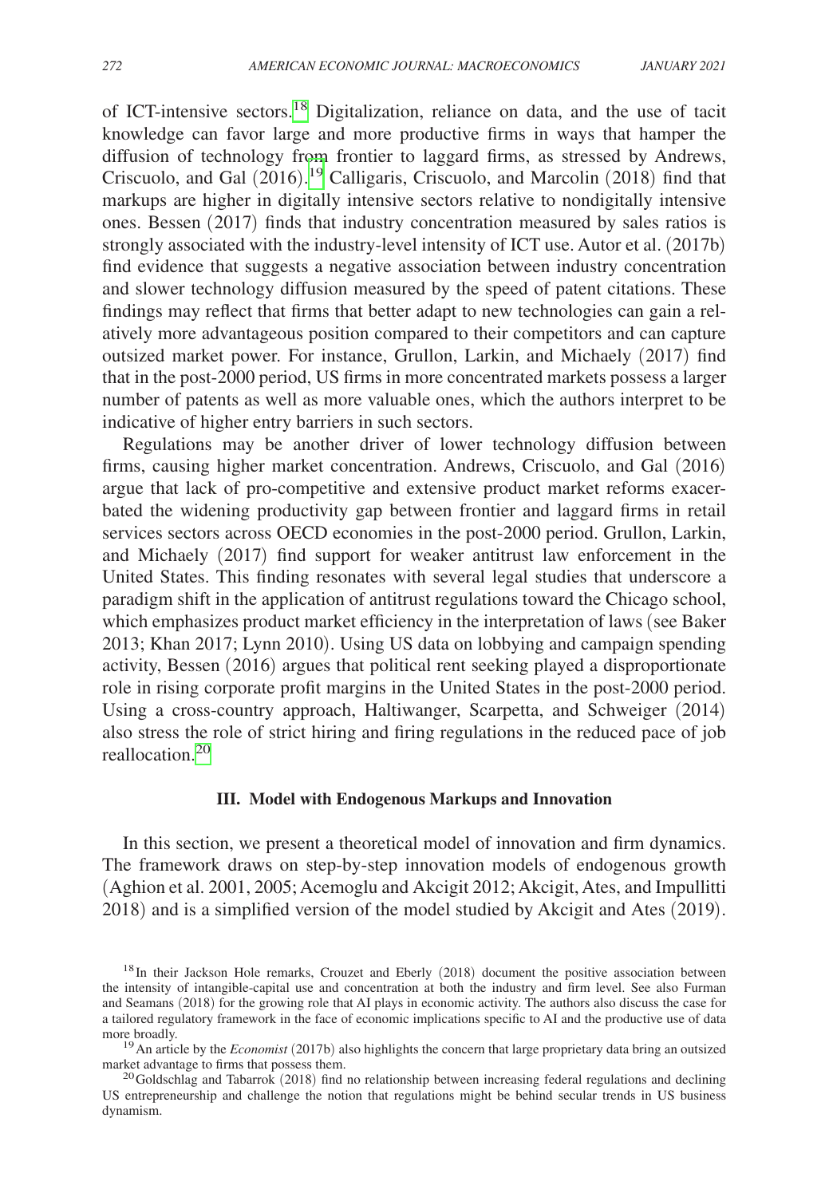of ICT-intensive sectors.[18] Digitalization, reliance on data, and the use of tacit knowledge can favor large and more productive firms in ways that hamper the diffusion of technology from frontier to laggard firms, as stressed by Andrews, Criscuolo, and Gal (2016).[19] Calligaris, Criscuolo, and Marcolin (2018) find that markups are higher in digitally intensive sectors relative to nondigitally intensive ones. Bessen (2017) finds that industry concentration measured by sales ratios is strongly associated with the industry-level intensity of ICT use. Autor et al. (2017b) find evidence that suggests a negative association between industry concentration and slower technology diffusion measured by the speed of patent citations. These findings may reflect that firms that better adapt to new technologies can gain a relatively more advantageous position compared to their competitors and can capture outsized market power. For instance, Grullon, Larkin, and Michaely (2017) find that in the post-2000 period, US firms in more concentrated markets possess a larger number of patents as well as more valuable ones, which the authors interpret to be indicative of higher entry barriers in such sectors.

Regulations may be another driver of lower technology diffusion between firms, causing higher market concentration. Andrews, Criscuolo, and Gal (2016) argue that lack of pro-competitive and extensive product market reforms exacerbated the widening productivity gap between frontier and laggard firms in retail services sectors across OECD economies in the post-2000 period. Grullon, Larkin, and Michaely (2017) find support for weaker antitrust law enforcement in the United States. This finding resonates with several legal studies that underscore a paradigm shift in the application of antitrust regulations toward the Chicago school, which emphasizes product market efficiency in the interpretation of laws (see Baker 2013; Khan 2017; Lynn 2010). Using US data on lobbying and campaign spending activity, Bessen (2016) argues that political rent seeking played a disproportionate role in rising corporate profit margins in the United States in the post-2000 period. Using a cross-country approach, Haltiwanger, Scarpetta, and Schweiger (2014) also stress the role of strict hiring and firing regulations in the reduced pace of job reallocation.[20]

## III. Model with Endogenous Markups and Innovation

In this section, we present a theoretical model of innovation and firm dynamics. The framework draws on step-by-step innovation models of endogenous growth (Aghion et al. 2001, 2005; Acemoglu and Akcigit 2012; Akcigit, Ates, and Impullitti 2018) and is a simplified version of the model studied by Akcigit and Ates (2019).

[18] In their Jackson Hole remarks, Crouzet and Eberly (2018) document the positive association between the intensity of intangible-capital use and concentration at both the industry and firm level. See also Furman and Seamans (2018) for the growing role that AI plays in economic activity. The authors also discuss the case for a tailored regulatory framework in the face of economic implications specific to AI and the productive use of data more broadly.

[19] An article by the *Economist* (2017b) also highlights the concern that large proprietary data bring an outsized market advantage to firms that possess them.

[20] Goldschlag and Tabarrok (2018) find no relationship between increasing federal regulations and declining US entrepreneurship and challenge the notion that regulations might be behind secular trends in US business dynamism.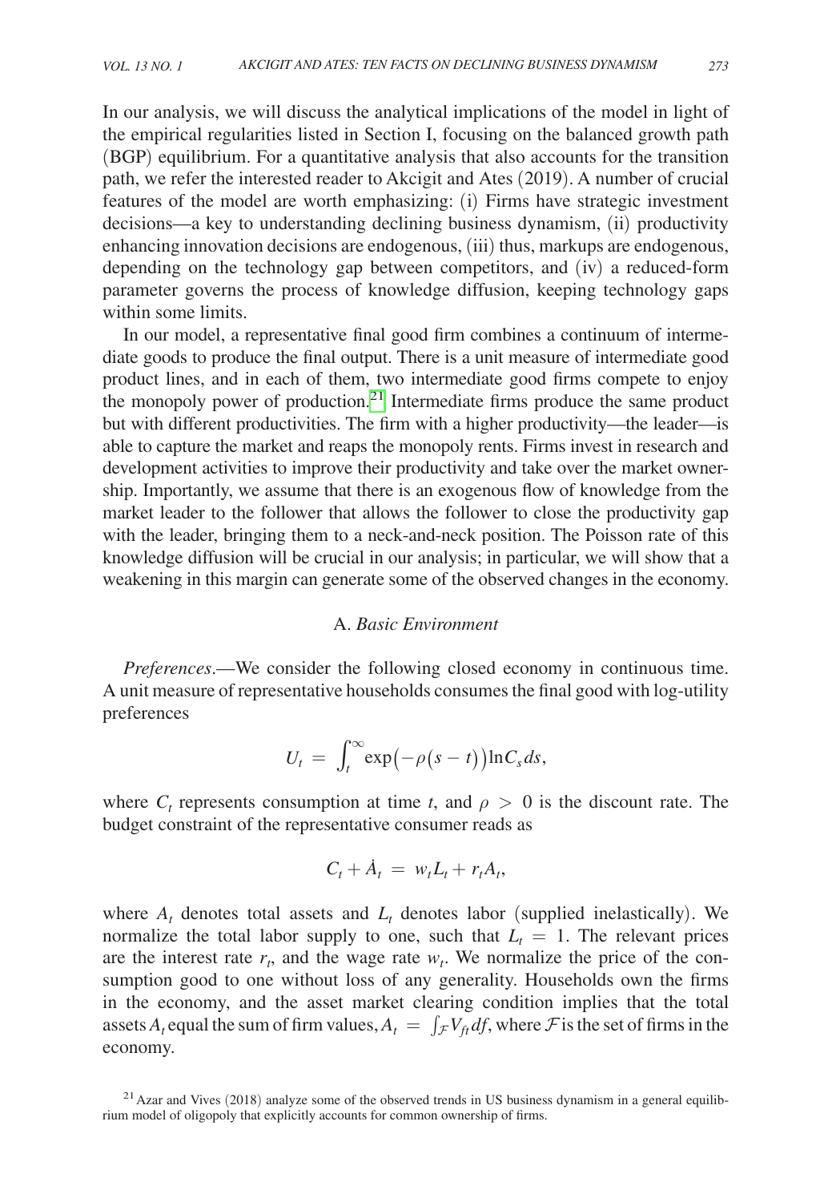In our analysis, we will discuss the analytical implications of the model in light of the empirical regularities listed in Section I, focusing on the balanced growth path (BGP) equilibrium. For a quantitative analysis that also accounts for the transition path, we refer the interested reader to Akcigit and Ates (2019). A number of crucial features of the model are worth emphasizing: (i) Firms have strategic investment decisions—a key to understanding declining business dynamism, (ii) productivity enhancing innovation decisions are endogenous, (iii) thus, markups are endogenous, depending on the technology gap between competitors, and (iv) a reduced-form parameter governs the process of knowledge diffusion, keeping technology gaps within some limits.

In our model, a representative final good firm combines a continuum of intermediate goods to produce the final output. There is a unit measure of intermediate good product lines, and in each of them, two intermediate good firms compete to enjoy the monopoly power of production.[21] Intermediate firms produce the same product but with different productivities. The firm with a higher productivity—the leader—is able to capture the market and reaps the monopoly rents. Firms invest in research and development activities to improve their productivity and take over the market ownership. Importantly, we assume that there is an exogenous flow of knowledge from the market leader to the follower that allows the follower to close the productivity gap with the leader, bringing them to a neck-and-neck position. The Poisson rate of this knowledge diffusion will be crucial in our analysis; in particular, we will show that a weakening in this margin can generate some of the observed changes in the economy.

## A. *Basic Environment*

*Preferences*.—We consider the following closed economy in continuous time. A unit measure of representative households consumes the final good with log-utility preferences

$$U_t = \int_t^{\infty} \exp\big(-\rho(s-t)\big) \ln C_s \, ds,$$

where $C_t$ represents consumption at time $t$, and $\rho > 0$ is the discount rate. The budget constraint of the representative consumer reads as

$$C_t + \dot{A}_t = w_t L_t + r_t A_t,$$

where $A_t$ denotes total assets and $L_t$ denotes labor (supplied inelastically). We normalize the total labor supply to one, such that $L_t = 1$. The relevant prices are the interest rate $r_t$, and the wage rate $w_t$. We normalize the price of the consumption good to one without loss of any generality. Households own the firms in the economy, and the asset market clearing condition implies that the total assets $A_t$ equal the sum of firm values, $A_t = \int_{\mathcal{F}} V_{ft} df$, where $\mathcal{F}$ is the set of firms in the economy.

[21] Azar and Vives (2018) analyze some of the observed trends in US business dynamism in a general equilibrium model of oligopoly that explicitly accounts for common ownership of firms.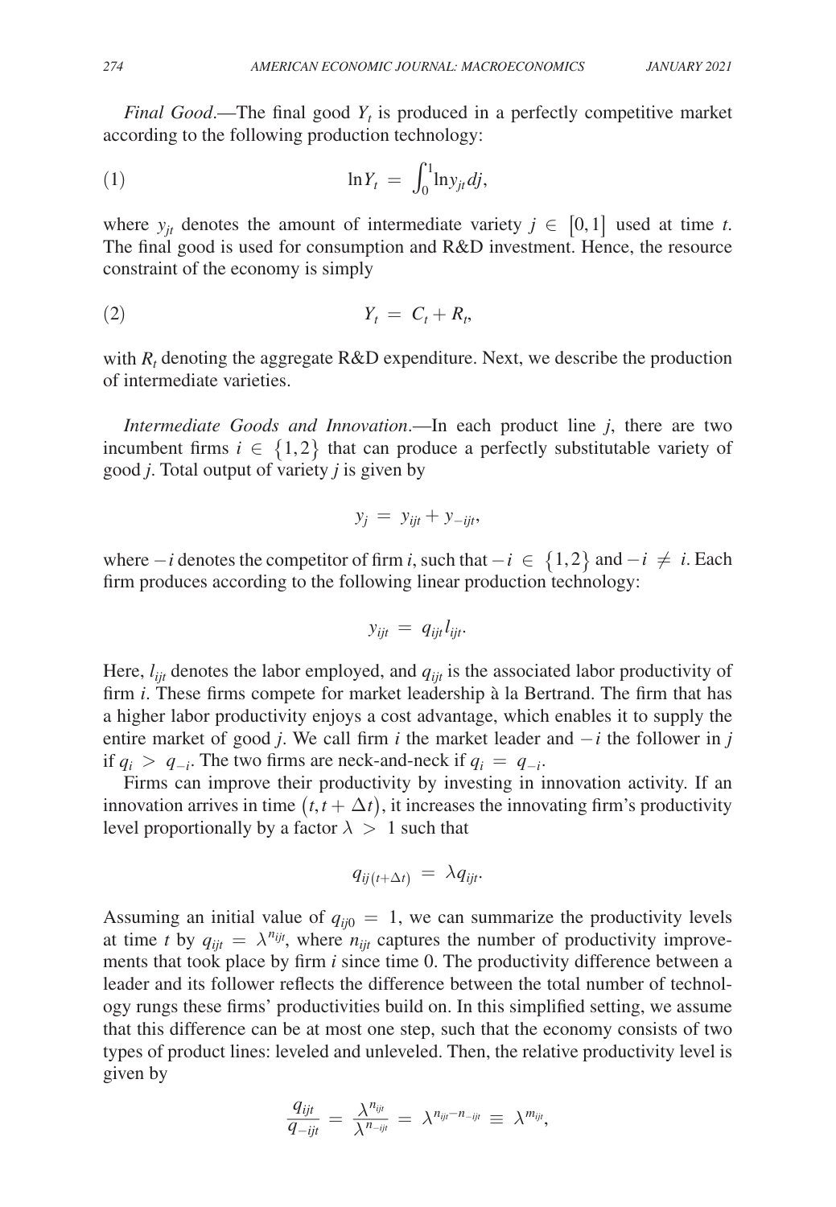*Final Good*.—The final good $Y_t$ is produced in a perfectly competitive market according to the following production technology:

$$\ln Y_t = \int_0^1 \ln y_{jt} \, dj, \tag{1}$$

where $y_{jt}$ denotes the amount of intermediate variety $j \in [0,1]$ used at time $t$. The final good is used for consumption and R&D investment. Hence, the resource constraint of the economy is simply

$$Y_t = C_t + R_t, \tag{2}$$

with $R_t$ denoting the aggregate R&D expenditure. Next, we describe the production of intermediate varieties.

*Intermediate Goods and Innovation*.—In each product line $j$, there are two incumbent firms $i \in \{1,2\}$ that can produce a perfectly substitutable variety of good $j$. Total output of variety $j$ is given by

$$y_j = y_{ijt} + y_{-ijt},$$

where $-i$ denotes the competitor of firm $i$, such that $-i \in \{1,2\}$ and $-i \neq i$. Each firm produces according to the following linear production technology:

$$y_{ijt} = q_{ijt} l_{ijt}.$$

Here, $l_{ijt}$ denotes the labor employed, and $q_{ijt}$ is the associated labor productivity of firm $i$. These firms compete for market leadership à la Bertrand. The firm that has a higher labor productivity enjoys a cost advantage, which enables it to supply the entire market of good $j$. We call firm $i$ the market leader and $-i$ the follower in $j$ if $q_i > q_{-i}$. The two firms are neck-and-neck if $q_i = q_{-i}$.

Firms can improve their productivity by investing in innovation activity. If an innovation arrives in time $(t, t + \Delta t)$, it increases the innovating firm's productivity level proportionally by a factor $\lambda > 1$ such that

$$q_{ij(t+\Delta t)} = \lambda q_{ijt}.$$

Assuming an initial value of $q_{ij0} = 1$, we can summarize the productivity levels at time $t$ by $q_{ijt} = \lambda^{n_{ijt}}$, where $n_{ijt}$ captures the number of productivity improvements that took place by firm $i$ since time 0. The productivity difference between a leader and its follower reflects the difference between the total number of technology rungs these firms' productivities build on. In this simplified setting, we assume that this difference can be at most one step, such that the economy consists of two types of product lines: leveled and unleveled. Then, the relative productivity level is given by

$$\frac{q_{ijt}}{q_{-ijt}} = \frac{\lambda^{n_{ijt}}}{\lambda^{n_{-ijt}}} = \lambda^{n_{ijt} - n_{-ijt}} \equiv \lambda^{m_{ijt}},$$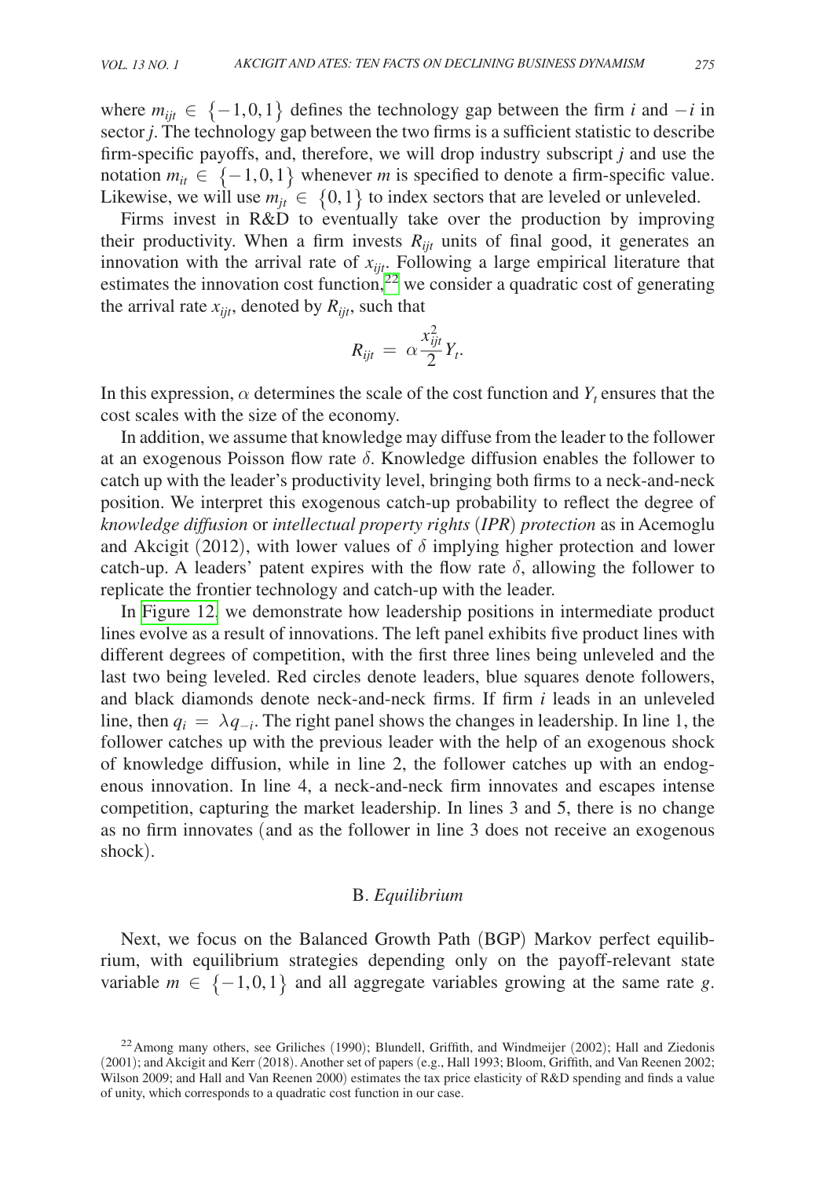where $m_{ijt} \in \{-1, 0, 1\}$ defines the technology gap between the firm $i$ and $-i$ in sector $j$. The technology gap between the two firms is a sufficient statistic to describe firm-specific payoffs, and, therefore, we will drop industry subscript $j$ and use the notation $m_{it} \in \{-1, 0, 1\}$ whenever $m$ is specified to denote a firm-specific value. Likewise, we will use $m_{jt} \in \{0, 1\}$ to index sectors that are leveled or unleveled.

Firms invest in R&D to eventually take over the production by improving their productivity. When a firm invests $R_{ijt}$ units of final good, it generates an innovation with the arrival rate of $x_{ijt}$. Following a large empirical literature that estimates the innovation cost function,[22] we consider a quadratic cost of generating the arrival rate $x_{ijt}$, denoted by $R_{ijt}$, such that

$$R_{ijt} = \alpha \frac{x_{ijt}^2}{2} Y_t.$$

In this expression, $\alpha$ determines the scale of the cost function and $Y_t$ ensures that the cost scales with the size of the economy.

In addition, we assume that knowledge may diffuse from the leader to the follower at an exogenous Poisson flow rate $\delta$. Knowledge diffusion enables the follower to catch up with the leader's productivity level, bringing both firms to a neck-and-neck position. We interpret this exogenous catch-up probability to reflect the degree of *knowledge diffusion* or *intellectual property rights* (*IPR*) *protection* as in Acemoglu and Akcigit (2012), with lower values of $\delta$ implying higher protection and lower catch-up. A leaders' patent expires with the flow rate $\delta$, allowing the follower to replicate the frontier technology and catch-up with the leader.

In Figure 12, we demonstrate how leadership positions in intermediate product lines evolve as a result of innovations. The left panel exhibits five product lines with different degrees of competition, with the first three lines being unleveled and the last two being leveled. Red circles denote leaders, blue squares denote followers, and black diamonds denote neck-and-neck firms. If firm $i$ leads in an unleveled line, then $q_i = \lambda q_{-i}$. The right panel shows the changes in leadership. In line 1, the follower catches up with the previous leader with the help of an exogenous shock of knowledge diffusion, while in line 2, the follower catches up with an endogenous innovation. In line 4, a neck-and-neck firm innovates and escapes intense competition, capturing the market leadership. In lines 3 and 5, there is no change as no firm innovates (and as the follower in line 3 does not receive an exogenous shock).

## B. *Equilibrium*

Next, we focus on the Balanced Growth Path (BGP) Markov perfect equilibrium, with equilibrium strategies depending only on the payoff-relevant state variable $m \in \{-1, 0, 1\}$ and all aggregate variables growing at the same rate $g$.

[22] Among many others, see Griliches (1990); Blundell, Griffith, and Windmeijer (2002); Hall and Ziedonis (2001); and Akcigit and Kerr (2018). Another set of papers (e.g., Hall 1993; Bloom, Griffith, and Van Reenen 2002; Wilson 2009; and Hall and Van Reenen 2000) estimates the tax price elasticity of R&D spending and finds a value of unity, which corresponds to a quadratic cost function in our case.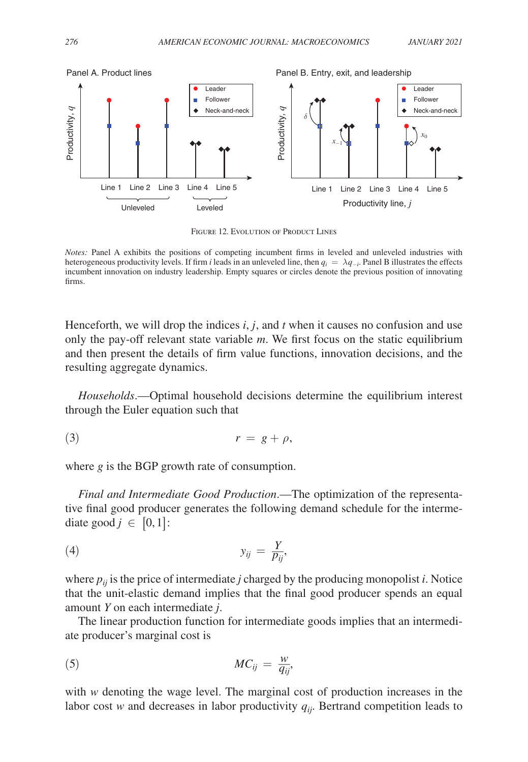FIGURE 12. EVOLUTION OF PRODUCT LINES

*Notes:* Panel A exhibits the positions of competing incumbent firms in leveled and unleveled industries with heterogeneous productivity levels. If firm $i$ leads in an unleveled line, then $q_i = \lambda q_{-i}$. Panel B illustrates the effects incumbent innovation on industry leadership. Empty squares or circles denote the previous position of innovating firms.

Henceforth, we will drop the indices $i$, $j$, and $t$ when it causes no confusion and use only the pay-off relevant state variable $m$. We first focus on the static equilibrium and then present the details of firm value functions, innovation decisions, and the resulting aggregate dynamics.

*Households*.—Optimal household decisions determine the equilibrium interest through the Euler equation such that

$$r = g + \rho, \tag{3}$$

where $g$ is the BGP growth rate of consumption.

*Final and Intermediate Good Production*.—The optimization of the representative final good producer generates the following demand schedule for the intermediate good $j \in [0,1]$:

$$y_{ij} = \frac{Y}{p_{ij}}, \tag{4}$$

where $p_{ij}$ is the price of intermediate $j$ charged by the producing monopolist $i$. Notice that the unit-elastic demand implies that the final good producer spends an equal amount $Y$ on each intermediate $j$.

The linear production function for intermediate goods implies that an intermediate producer's marginal cost is

$$MC_{ij} = \frac{w}{q_{ij}}, \tag{5}$$

with $w$ denoting the wage level. The marginal cost of production increases in the labor cost $w$ and decreases in labor productivity $q_{ij}$. Bertrand competition leads to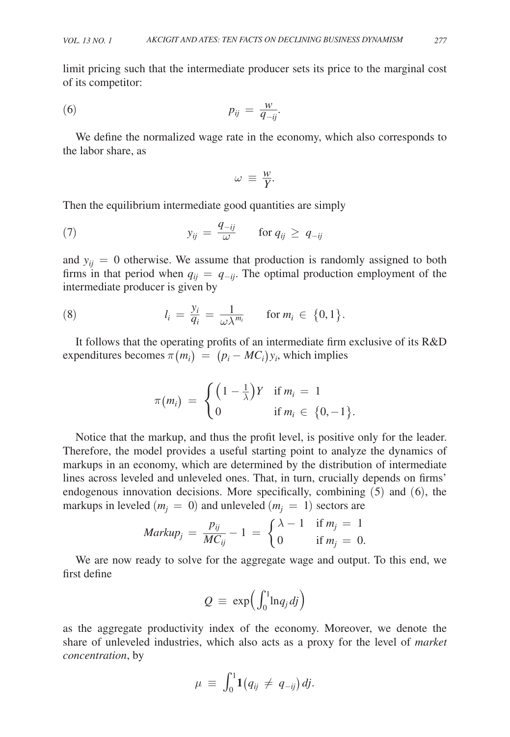limit pricing such that the intermediate producer sets its price to the marginal cost of its competitor:

$$p_{ij} = \frac{w}{q_{-ij}}. \tag{6}$$

We define the normalized wage rate in the economy, which also corresponds to the labor share, as

$$\omega \equiv \frac{w}{Y}.$$

Then the equilibrium intermediate good quantities are simply

$$y_{ij} = \frac{q_{-ij}}{\omega} \qquad \text{for } q_{ij} \geq q_{-ij} \tag{7}$$

and $y_{ij} = 0$ otherwise. We assume that production is randomly assigned to both firms in that period when $q_{ij} = q_{-ij}$. The optimal production employment of the intermediate producer is given by

$$l_i = \frac{y_i}{q_i} = \frac{1}{\omega \lambda^{m_i}} \qquad \text{for } m_i \in \{0, 1\}. \tag{8}$$

It follows that the operating profits of an intermediate firm exclusive of its R&D expenditures becomes $\pi(m_i) = (p_i - MC_i) y_i$, which implies

$$\pi(m_i) = \begin{cases} \left(1 - \frac{1}{\lambda}\right) Y & \text{if } m_i = 1 \\ 0 & \text{if } m_i \in \{0, -1\}. \end{cases}$$

Notice that the markup, and thus the profit level, is positive only for the leader. Therefore, the model provides a useful starting point to analyze the dynamics of markups in an economy, which are determined by the distribution of intermediate lines across leveled and unleveled ones. That, in turn, crucially depends on firms' endogenous innovation decisions. More specifically, combining (5) and (6), the markups in leveled ($m_j = 0$) and unleveled ($m_j = 1$) sectors are

$$Markup_j = \frac{p_{ij}}{MC_{ij}} - 1 = \begin{cases} \lambda - 1 & \text{if } m_j = 1 \\ 0 & \text{if } m_j = 0. \end{cases}$$

We are now ready to solve for the aggregate wage and output. To this end, we first define

$$Q \equiv \exp\left(\int_0^1 \ln q_j \, dj\right)$$

as the aggregate productivity index of the economy. Moreover, we denote the share of unleveled industries, which also acts as a proxy for the level of *market concentration*, by

$$\mu \equiv \int_0^1 \mathbf{1}(q_{ij} \neq q_{-ij}) \, dj.$$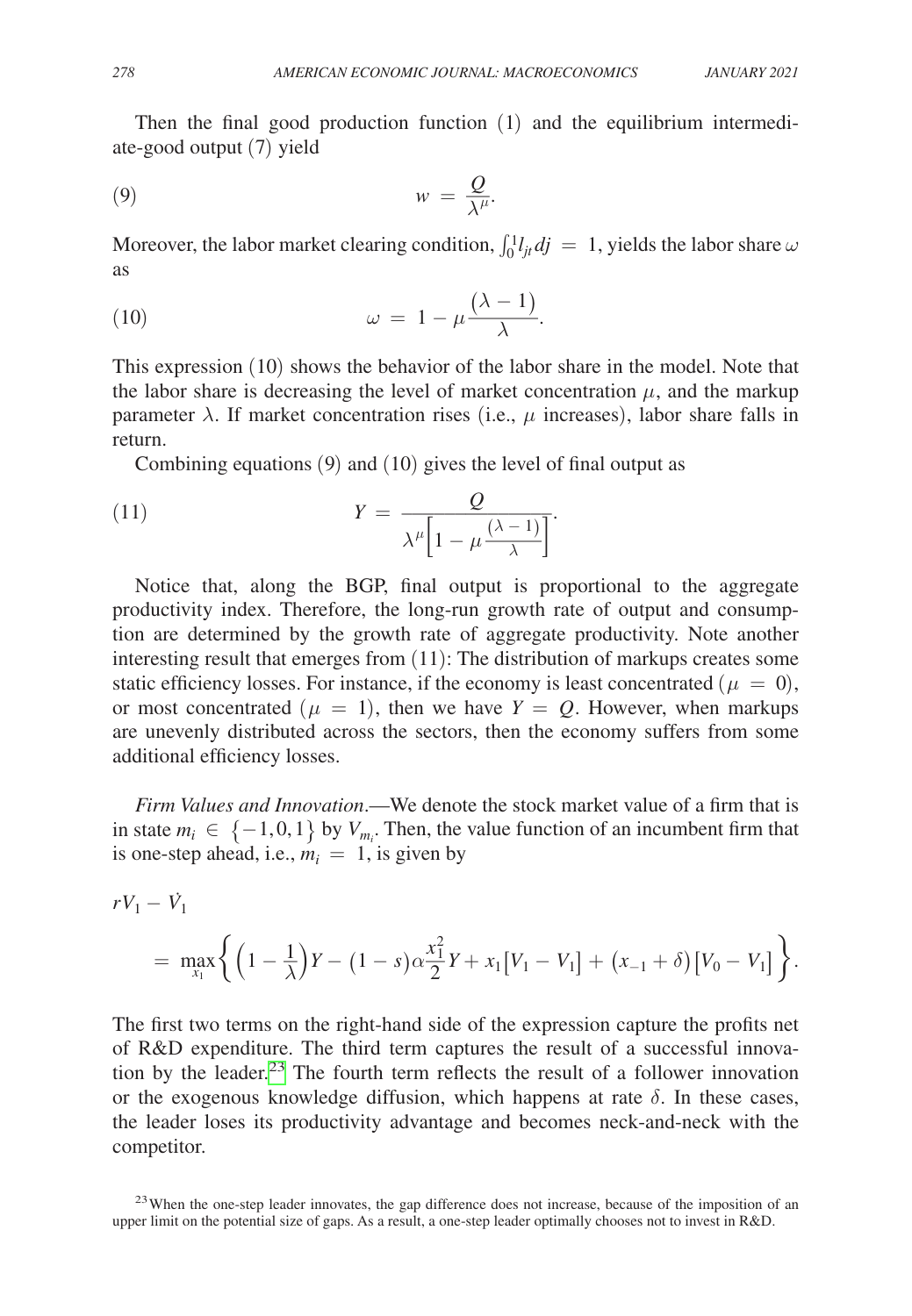Then the final good production function (1) and the equilibrium intermediate-good output (7) yield

$$w = \frac{Q}{\lambda^{\mu}}. \tag{9}$$

Moreover, the labor market clearing condition, $\int_0^1 l_{jt} \, dj = 1$, yields the labor share $\omega$ as

$$\omega = 1 - \mu \frac{(\lambda - 1)}{\lambda}. \tag{10}$$

This expression (10) shows the behavior of the labor share in the model. Note that the labor share is decreasing the level of market concentration $\mu$, and the markup parameter $\lambda$. If market concentration rises (i.e., $\mu$ increases), labor share falls in return.

Combining equations (9) and (10) gives the level of final output as

$$Y = \frac{Q}{\lambda^{\mu}\left[1 - \mu \frac{(\lambda - 1)}{\lambda}\right]}. \tag{11}$$

Notice that, along the BGP, final output is proportional to the aggregate productivity index. Therefore, the long-run growth rate of output and consumption are determined by the growth rate of aggregate productivity. Note another interesting result that emerges from (11): The distribution of markups creates some static efficiency losses. For instance, if the economy is least concentrated ($\mu = 0$), or most concentrated ($\mu = 1$), then we have $Y = Q$. However, when markups are unevenly distributed across the sectors, then the economy suffers from some additional efficiency losses.

*Firm Values and Innovation*.—We denote the stock market value of a firm that is in state $m_i \in \{-1, 0, 1\}$ by $V_{m_i}$. Then, the value function of an incumbent firm that is one-step ahead, i.e., $m_i = 1$, is given by

$$rV_1 - \dot{V}_1$$

$$= \max_{x_1} \left\{ \left(1 - \frac{1}{\lambda}\right) Y - (1 - s)\alpha \frac{x_1^2}{2} Y + x_1 \left[V_1 - V_1\right] + \left(x_{-1} + \delta\right)\left[V_0 - V_1\right] \right\}.$$

The first two terms on the right-hand side of the expression capture the profits net of R&D expenditure. The third term captures the result of a successful innovation by the leader.[23] The fourth term reflects the result of a follower innovation or the exogenous knowledge diffusion, which happens at rate $\delta$. In these cases, the leader loses its productivity advantage and becomes neck-and-neck with the competitor.

[23] When the one-step leader innovates, the gap difference does not increase, because of the imposition of an upper limit on the potential size of gaps. As a result, a one-step leader optimally chooses not to invest in R&D.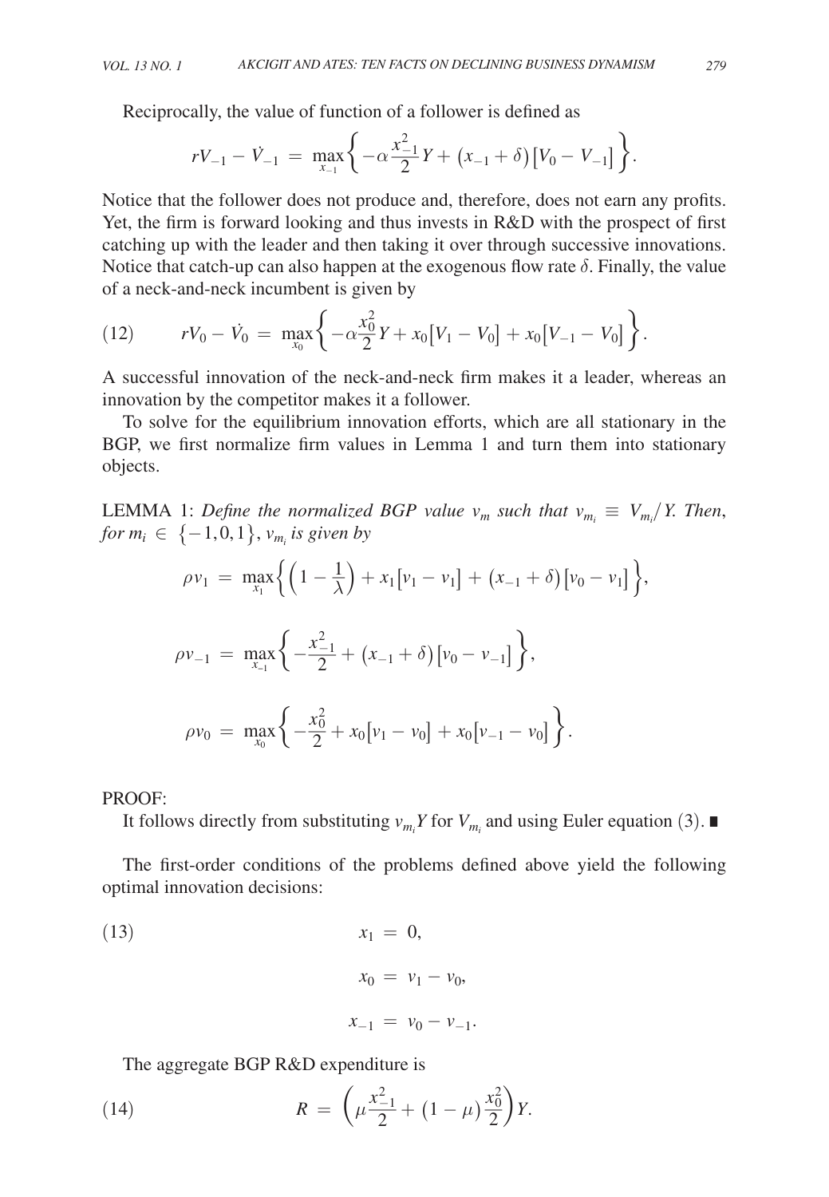Reciprocally, the value of function of a follower is defined as

$$rV_{-1} - \dot{V}_{-1} = \max_{x_{-1}} \left\{ -\alpha \frac{x_{-1}^2}{2} Y + (x_{-1} + \delta)[V_0 - V_{-1}] \right\}.$$

Notice that the follower does not produce and, therefore, does not earn any profits. Yet, the firm is forward looking and thus invests in R&D with the prospect of first catching up with the leader and then taking it over through successive innovations. Notice that catch-up can also happen at the exogenous flow rate $\delta$. Finally, the value of a neck-and-neck incumbent is given by

$$(12) \qquad rV_0 - \dot{V}_0 = \max_{x_0} \left\{ -\alpha \frac{x_0^2}{2} Y + x_0[V_1 - V_0] + x_0[V_{-1} - V_0] \right\}.$$

A successful innovation of the neck-and-neck firm makes it a leader, whereas an innovation by the competitor makes it a follower.

To solve for the equilibrium innovation efforts, which are all stationary in the BGP, we first normalize firm values in Lemma 1 and turn them into stationary objects.

LEMMA 1: *Define the normalized BGP value $v_m$ such that $v_{m_i} \equiv V_{m_i}/Y$. Then, for $m_i \in \{-1, 0, 1\}$, $v_{m_i}$ is given by*

$$\rho v_1 = \max_{x_1} \left\{ \left(1 - \frac{1}{\lambda}\right) + x_1[v_1 - v_1] + (x_{-1} + \delta)[v_0 - v_1] \right\},$$

$$\rho v_{-1} = \max_{x_{-1}} \left\{ -\frac{x_{-1}^2}{2} + (x_{-1} + \delta)[v_0 - v_{-1}] \right\},$$

$$\rho v_0 = \max_{x_0} \left\{ -\frac{x_0^2}{2} + x_0[v_1 - v_0] + x_0[v_{-1} - v_0] \right\}.$$

PROOF:

It follows directly from substituting $v_{m_i} Y$ for $V_{m_i}$ and using Euler equation (3). ■

The first-order conditions of the problems defined above yield the following optimal innovation decisions:

$$(13) \qquad x_1 = 0,$$

$$x_0 = v_1 - v_0,$$

$$x_{-1} = v_0 - v_{-1}.$$

The aggregate BGP R&D expenditure is

$$(14) \qquad R = \left( \mu \frac{x_{-1}^2}{2} + (1 - \mu) \frac{x_0^2}{2} \right) Y.$$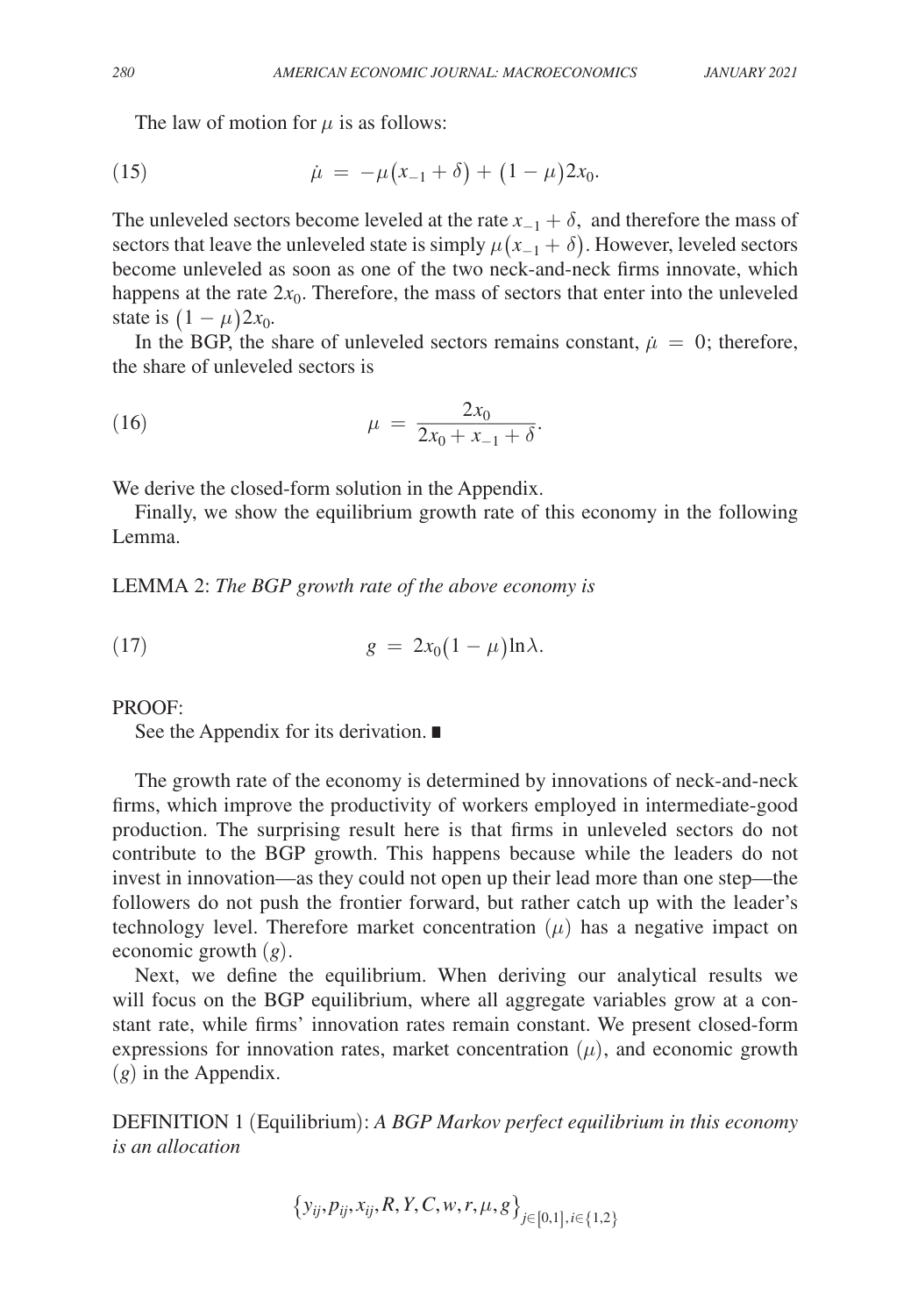The law of motion for $\mu$ is as follows:

$$\dot{\mu} = -\mu(x_{-1} + \delta) + (1 - \mu)2x_0. \tag{15}$$

The unleveled sectors become leveled at the rate $x_{-1} + \delta$, and therefore the mass of sectors that leave the unleveled state is simply $\mu(x_{-1} + \delta)$. However, leveled sectors become unleveled as soon as one of the two neck-and-neck firms innovate, which happens at the rate $2x_0$. Therefore, the mass of sectors that enter into the unleveled state is $(1 - \mu)2x_0$.

In the BGP, the share of unleveled sectors remains constant, $\dot{\mu} = 0$; therefore, the share of unleveled sectors is

$$\mu = \frac{2x_0}{2x_0 + x_{-1} + \delta}. \tag{16}$$

We derive the closed-form solution in the Appendix.

Finally, we show the equilibrium growth rate of this economy in the following Lemma.

LEMMA 2: *The BGP growth rate of the above economy is*

$$g = 2x_0(1 - \mu)\ln\lambda. \tag{17}$$

PROOF:

See the Appendix for its derivation. ∎

The growth rate of the economy is determined by innovations of neck-and-neck firms, which improve the productivity of workers employed in intermediate-good production. The surprising result here is that firms in unleveled sectors do not contribute to the BGP growth. This happens because while the leaders do not invest in innovation—as they could not open up their lead more than one step—the followers do not push the frontier forward, but rather catch up with the leader's technology level. Therefore market concentration $(\mu)$ has a negative impact on economic growth $(g)$.

Next, we define the equilibrium. When deriving our analytical results we will focus on the BGP equilibrium, where all aggregate variables grow at a constant rate, while firms' innovation rates remain constant. We present closed-form expressions for innovation rates, market concentration $(\mu)$, and economic growth $(g)$ in the Appendix.

DEFINITION 1 (Equilibrium): *A BGP Markov perfect equilibrium in this economy is an allocation*

$$\left\{y_{ij}, p_{ij}, x_{ij}, R, Y, C, w, r, \mu, g\right\}_{j\in[0,1], i\in\{1,2\}}$$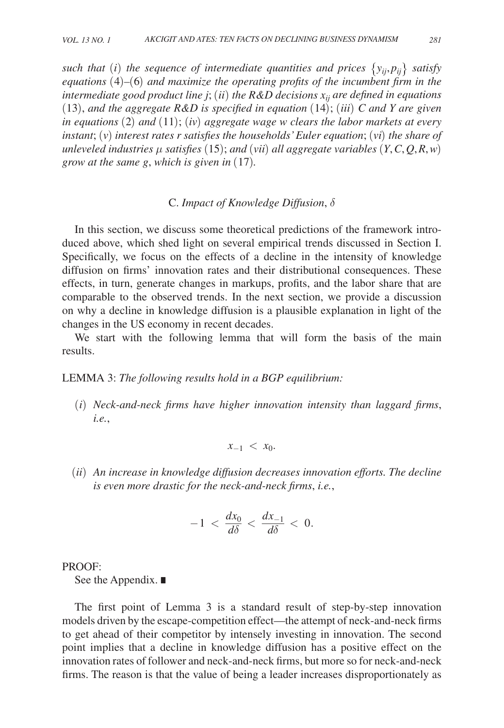*such that* (*i*) *the sequence of intermediate quantities and prices* $\{y_{ij}, p_{ij}\}$ *satisfy equations* (4)–(6) *and maximize the operating profits of the incumbent firm in the intermediate good product line j*; (*ii*) *the R&D decisions* $x_{ij}$ *are defined in equations* (13), *and the aggregate R&D is specified in equation* (14); (*iii*) *C and Y are given in equations* (2) *and* (11); (*iv*) *aggregate wage w clears the labor markets at every instant*; (*v*) *interest rates r satisfies the households' Euler equation*; (*vi*) *the share of unleveled industries* $\mu$ *satisfies* (15); *and* (*vii*) *all aggregate variables* $(Y, C, Q, R, w)$ *grow at the same g*, *which is given in* (17).

### C. *Impact of Knowledge Diffusion*, $\delta$

In this section, we discuss some theoretical predictions of the framework introduced above, which shed light on several empirical trends discussed in Section I. Specifically, we focus on the effects of a decline in the intensity of knowledge diffusion on firms' innovation rates and their distributional consequences. These effects, in turn, generate changes in markups, profits, and the labor share that are comparable to the observed trends. In the next section, we provide a discussion on why a decline in knowledge diffusion is a plausible explanation in light of the changes in the US economy in recent decades.

We start with the following lemma that will form the basis of the main results.

LEMMA 3: *The following results hold in a BGP equilibrium:*

(*i*) *Neck-and-neck firms have higher innovation intensity than laggard firms*, *i.e.*,

$$x_{-1} < x_0.$$

(*ii*) *An increase in knowledge diffusion decreases innovation efforts. The decline is even more drastic for the neck-and-neck firms*, *i.e.*,

$$-1 < \frac{dx_0}{d\delta} < \frac{dx_{-1}}{d\delta} < 0.$$

PROOF:

See the Appendix. ∎

The first point of Lemma 3 is a standard result of step-by-step innovation models driven by the escape-competition effect—the attempt of neck-and-neck firms to get ahead of their competitor by intensely investing in innovation. The second point implies that a decline in knowledge diffusion has a positive effect on the innovation rates of follower and neck-and-neck firms, but more so for neck-and-neck firms. The reason is that the value of being a leader increases disproportionately as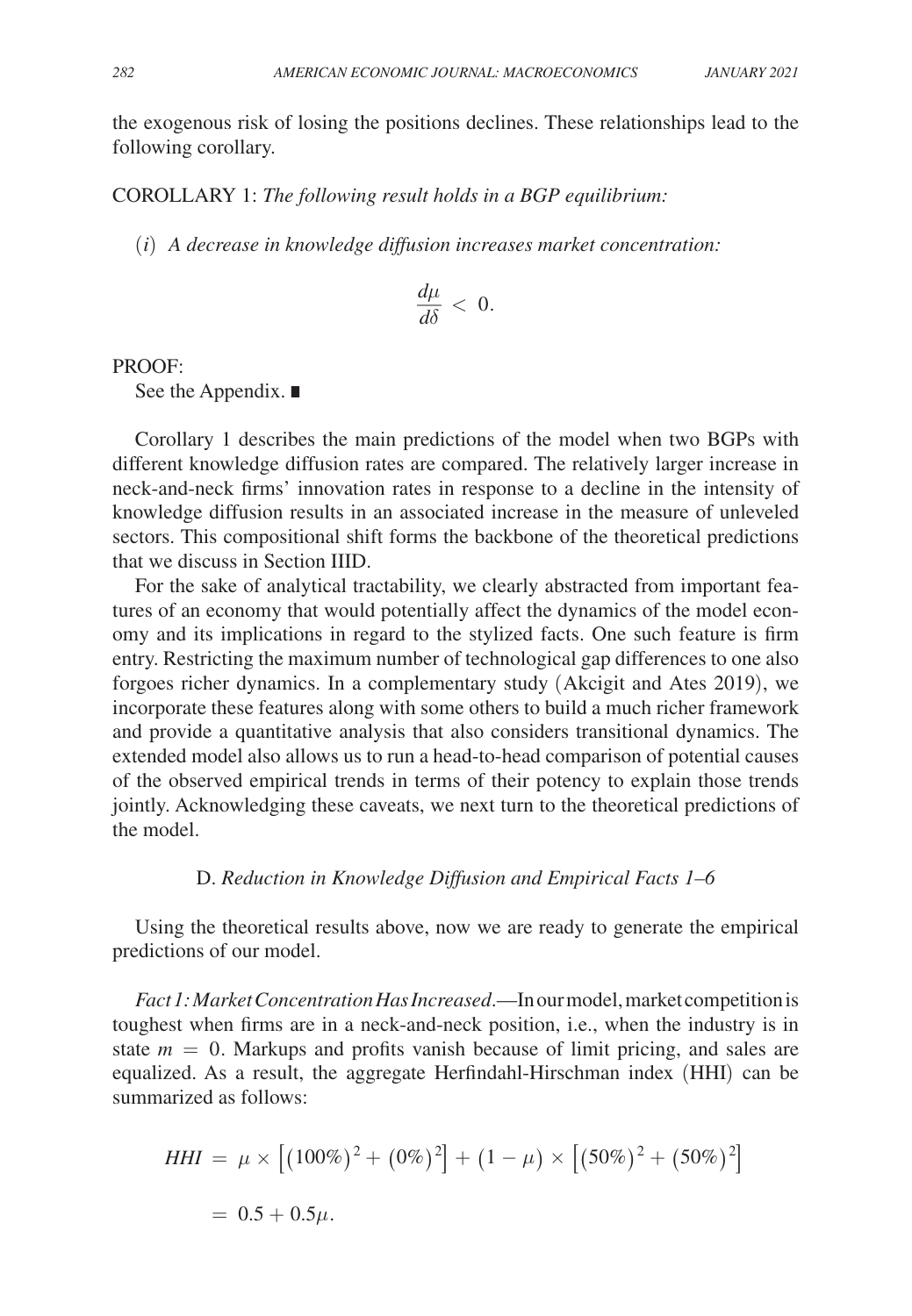the exogenous risk of losing the positions declines. These relationships lead to the following corollary.

COROLLARY 1: *The following result holds in a BGP equilibrium:*

(*i*) *A decrease in knowledge diffusion increases market concentration:*

$$\frac{d\mu}{d\delta} < 0.$$

PROOF:

See the Appendix. ∎

Corollary 1 describes the main predictions of the model when two BGPs with different knowledge diffusion rates are compared. The relatively larger increase in neck-and-neck firms' innovation rates in response to a decline in the intensity of knowledge diffusion results in an associated increase in the measure of unleveled sectors. This compositional shift forms the backbone of the theoretical predictions that we discuss in Section IIID.

For the sake of analytical tractability, we clearly abstracted from important features of an economy that would potentially affect the dynamics of the model economy and its implications in regard to the stylized facts. One such feature is firm entry. Restricting the maximum number of technological gap differences to one also forgoes richer dynamics. In a complementary study (Akcigit and Ates 2019), we incorporate these features along with some others to build a much richer framework and provide a quantitative analysis that also considers transitional dynamics. The extended model also allows us to run a head-to-head comparison of potential causes of the observed empirical trends in terms of their potency to explain those trends jointly. Acknowledging these caveats, we next turn to the theoretical predictions of the model.

### D. *Reduction in Knowledge Diffusion and Empirical Facts 1–6*

Using the theoretical results above, now we are ready to generate the empirical predictions of our model.

*Fact 1: Market Concentration Has Increased*.—In our model, market competition is toughest when firms are in a neck-and-neck position, i.e., when the industry is in state $m = 0$. Markups and profits vanish because of limit pricing, and sales are equalized. As a result, the aggregate Herfindahl-Hirschman index (HHI) can be summarized as follows:

$$\begin{aligned} HHI &= \mu \times \left[(100\%)^2 + (0\%)^2\right] + (1 - \mu) \times \left[(50\%)^2 + (50\%)^2\right] \\ &= 0.5 + 0.5\mu. \end{aligned}$$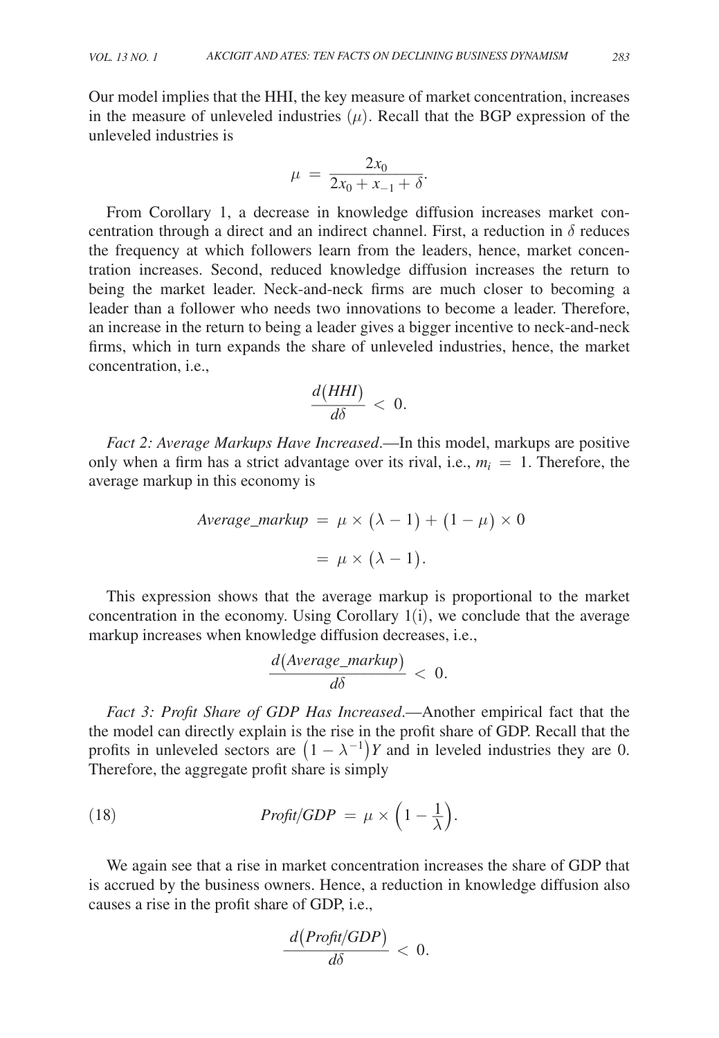Our model implies that the HHI, the key measure of market concentration, increases in the measure of unleveled industries ($\mu$). Recall that the BGP expression of the unleveled industries is

$$\mu = \frac{2x_0}{2x_0 + x_{-1} + \delta}.$$

From Corollary 1, a decrease in knowledge diffusion increases market concentration through a direct and an indirect channel. First, a reduction in $\delta$ reduces the frequency at which followers learn from the leaders, hence, market concentration increases. Second, reduced knowledge diffusion increases the return to being the market leader. Neck-and-neck firms are much closer to becoming a leader than a follower who needs two innovations to become a leader. Therefore, an increase in the return to being a leader gives a bigger incentive to neck-and-neck firms, which in turn expands the share of unleveled industries, hence, the market concentration, i.e.,

$$\frac{d(HHI)}{d\delta} < 0.$$

*Fact 2: Average Markups Have Increased*.—In this model, markups are positive only when a firm has a strict advantage over its rival, i.e., $m_i = 1$. Therefore, the average markup in this economy is

$$\begin{aligned} Average\_markup &= \mu \times (\lambda - 1) + (1 - \mu) \times 0 \\ &= \mu \times (\lambda - 1). \end{aligned}$$

This expression shows that the average markup is proportional to the market concentration in the economy. Using Corollary 1(i), we conclude that the average markup increases when knowledge diffusion decreases, i.e.,

$$\frac{d(Average\_markup)}{d\delta} < 0.$$

*Fact 3: Profit Share of GDP Has Increased*.—Another empirical fact that the the model can directly explain is the rise in the profit share of GDP. Recall that the profits in unleveled sectors are $(1 - \lambda^{-1})Y$ and in leveled industries they are 0. Therefore, the aggregate profit share is simply

$$Profit/GDP = \mu \times \left(1 - \frac{1}{\lambda}\right). \tag{18}$$

We again see that a rise in market concentration increases the share of GDP that is accrued by the business owners. Hence, a reduction in knowledge diffusion also causes a rise in the profit share of GDP, i.e.,

$$\frac{d(Profit/GDP)}{d\delta} < 0.$$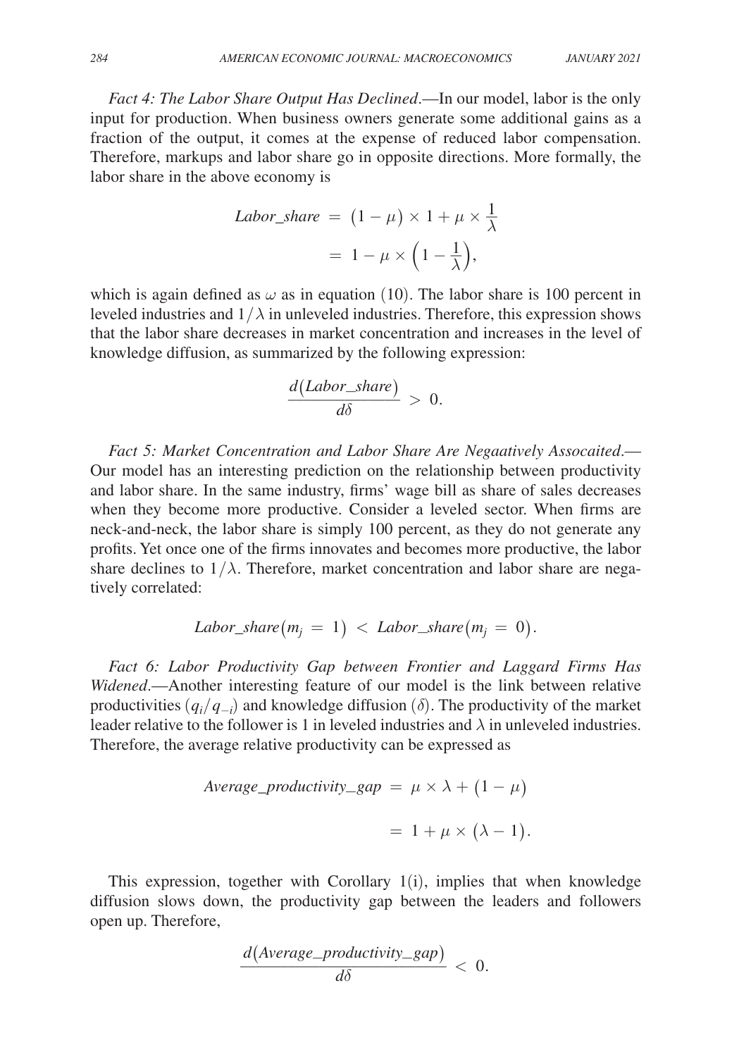*Fact 4: The Labor Share Output Has Declined*.—In our model, labor is the only input for production. When business owners generate some additional gains as a fraction of the output, it comes at the expense of reduced labor compensation. Therefore, markups and labor share go in opposite directions. More formally, the labor share in the above economy is

$$
\begin{aligned}
Labor\_share &= (1-\mu) \times 1 + \mu \times \frac{1}{\lambda} \\
&= 1 - \mu \times \left(1 - \frac{1}{\lambda}\right),
\end{aligned}
$$

which is again defined as $\omega$ as in equation (10). The labor share is 100 percent in leveled industries and $1/\lambda$ in unleveled industries. Therefore, this expression shows that the labor share decreases in market concentration and increases in the level of knowledge diffusion, as summarized by the following expression:

$$
\frac{d(Labor\_share)}{d\delta} > 0.
$$

*Fact 5: Market Concentration and Labor Share Are Negaatively Assocaited*.—Our model has an interesting prediction on the relationship between productivity and labor share. In the same industry, firms' wage bill as share of sales decreases when they become more productive. Consider a leveled sector. When firms are neck-and-neck, the labor share is simply 100 percent, as they do not generate any profits. Yet once one of the firms innovates and becomes more productive, the labor share declines to $1/\lambda$. Therefore, market concentration and labor share are negatively correlated:

$$
Labor\_share(m_j = 1) < Labor\_share(m_j = 0).
$$

*Fact 6: Labor Productivity Gap between Frontier and Laggard Firms Has Widened*.—Another interesting feature of our model is the link between relative productivities $(q_i/q_{-i})$ and knowledge diffusion $(\delta)$. The productivity of the market leader relative to the follower is 1 in leveled industries and $\lambda$ in unleveled industries. Therefore, the average relative productivity can be expressed as

$$
\begin{aligned}
Average\_productivity\_gap &= \mu \times \lambda + (1-\mu) \\
&= 1 + \mu \times (\lambda - 1).
\end{aligned}
$$

This expression, together with Corollary 1(i), implies that when knowledge diffusion slows down, the productivity gap between the leaders and followers open up. Therefore,

$$
\frac{d(Average\_productivity\_gap)}{d\delta} < 0.
$$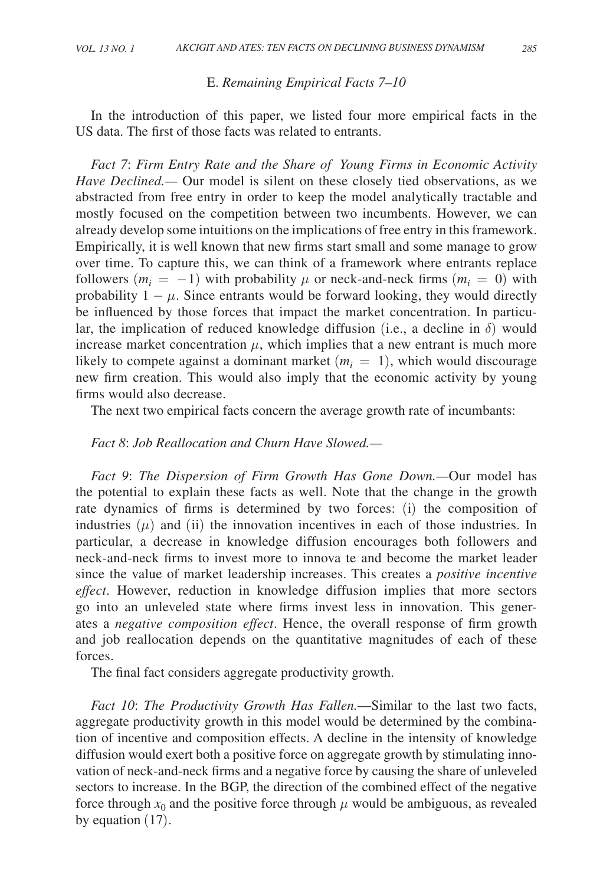### E. *Remaining Empirical Facts 7–10*

In the introduction of this paper, we listed four more empirical facts in the US data. The first of those facts was related to entrants.

*Fact 7*: *Firm Entry Rate and the Share of Young Firms in Economic Activity Have Declined.*— Our model is silent on these closely tied observations, as we abstracted from free entry in order to keep the model analytically tractable and mostly focused on the competition between two incumbents. However, we can already develop some intuitions on the implications of free entry in this framework. Empirically, it is well known that new firms start small and some manage to grow over time. To capture this, we can think of a framework where entrants replace followers ($m_i = -1$) with probability $\mu$ or neck-and-neck firms ($m_i = 0$) with probability $1 - \mu$. Since entrants would be forward looking, they would directly be influenced by those forces that impact the market concentration. In particular, the implication of reduced knowledge diffusion (i.e., a decline in $\delta$) would increase market concentration $\mu$, which implies that a new entrant is much more likely to compete against a dominant market ($m_i = 1$), which would discourage new firm creation. This would also imply that the economic activity by young firms would also decrease.

The next two empirical facts concern the average growth rate of incumbants:

*Fact 8*: *Job Reallocation and Churn Have Slowed.*—

*Fact 9*: *The Dispersion of Firm Growth Has Gone Down.*—Our model has the potential to explain these facts as well. Note that the change in the growth rate dynamics of firms is determined by two forces: (i) the composition of industries ($\mu$) and (ii) the innovation incentives in each of those industries. In particular, a decrease in knowledge diffusion encourages both followers and neck-and-neck firms to invest more to innova te and become the market leader since the value of market leadership increases. This creates a *positive incentive effect*. However, reduction in knowledge diffusion implies that more sectors go into an unleveled state where firms invest less in innovation. This generates a *negative composition effect*. Hence, the overall response of firm growth and job reallocation depends on the quantitative magnitudes of each of these forces.

The final fact considers aggregate productivity growth.

*Fact 10*: *The Productivity Growth Has Fallen.*—Similar to the last two facts, aggregate productivity growth in this model would be determined by the combination of incentive and composition effects. A decline in the intensity of knowledge diffusion would exert both a positive force on aggregate growth by stimulating innovation of neck-and-neck firms and a negative force by causing the share of unleveled sectors to increase. In the BGP, the direction of the combined effect of the negative force through $x_0$ and the positive force through $\mu$ would be ambiguous, as revealed by equation (17).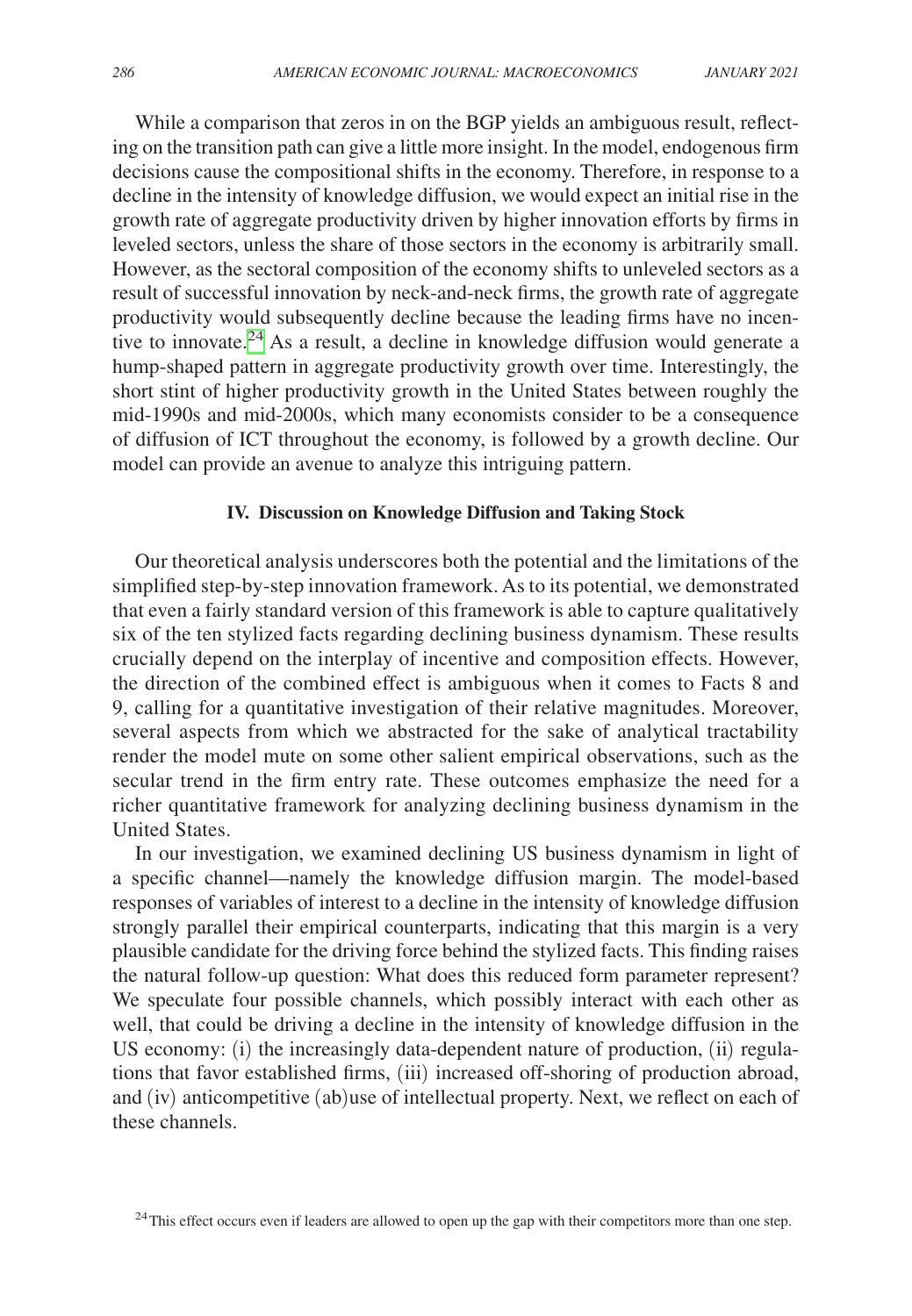While a comparison that zeros in on the BGP yields an ambiguous result, reflecting on the transition path can give a little more insight. In the model, endogenous firm decisions cause the compositional shifts in the economy. Therefore, in response to a decline in the intensity of knowledge diffusion, we would expect an initial rise in the growth rate of aggregate productivity driven by higher innovation efforts by firms in leveled sectors, unless the share of those sectors in the economy is arbitrarily small. However, as the sectoral composition of the economy shifts to unleveled sectors as a result of successful innovation by neck-and-neck firms, the growth rate of aggregate productivity would subsequently decline because the leading firms have no incentive to innovate.[24] As a result, a decline in knowledge diffusion would generate a hump-shaped pattern in aggregate productivity growth over time. Interestingly, the short stint of higher productivity growth in the United States between roughly the mid-1990s and mid-2000s, which many economists consider to be a consequence of diffusion of ICT throughout the economy, is followed by a growth decline. Our model can provide an avenue to analyze this intriguing pattern.

## IV. Discussion on Knowledge Diffusion and Taking Stock

Our theoretical analysis underscores both the potential and the limitations of the simplified step-by-step innovation framework. As to its potential, we demonstrated that even a fairly standard version of this framework is able to capture qualitatively six of the ten stylized facts regarding declining business dynamism. These results crucially depend on the interplay of incentive and composition effects. However, the direction of the combined effect is ambiguous when it comes to Facts 8 and 9, calling for a quantitative investigation of their relative magnitudes. Moreover, several aspects from which we abstracted for the sake of analytical tractability render the model mute on some other salient empirical observations, such as the secular trend in the firm entry rate. These outcomes emphasize the need for a richer quantitative framework for analyzing declining business dynamism in the United States.

In our investigation, we examined declining US business dynamism in light of a specific channel—namely the knowledge diffusion margin. The model-based responses of variables of interest to a decline in the intensity of knowledge diffusion strongly parallel their empirical counterparts, indicating that this margin is a very plausible candidate for the driving force behind the stylized facts. This finding raises the natural follow-up question: What does this reduced form parameter represent? We speculate four possible channels, which possibly interact with each other as well, that could be driving a decline in the intensity of knowledge diffusion in the US economy: (i) the increasingly data-dependent nature of production, (ii) regulations that favor established firms, (iii) increased off-shoring of production abroad, and (iv) anticompetitive (ab)use of intellectual property. Next, we reflect on each of these channels.

[24] This effect occurs even if leaders are allowed to open up the gap with their competitors more than one step.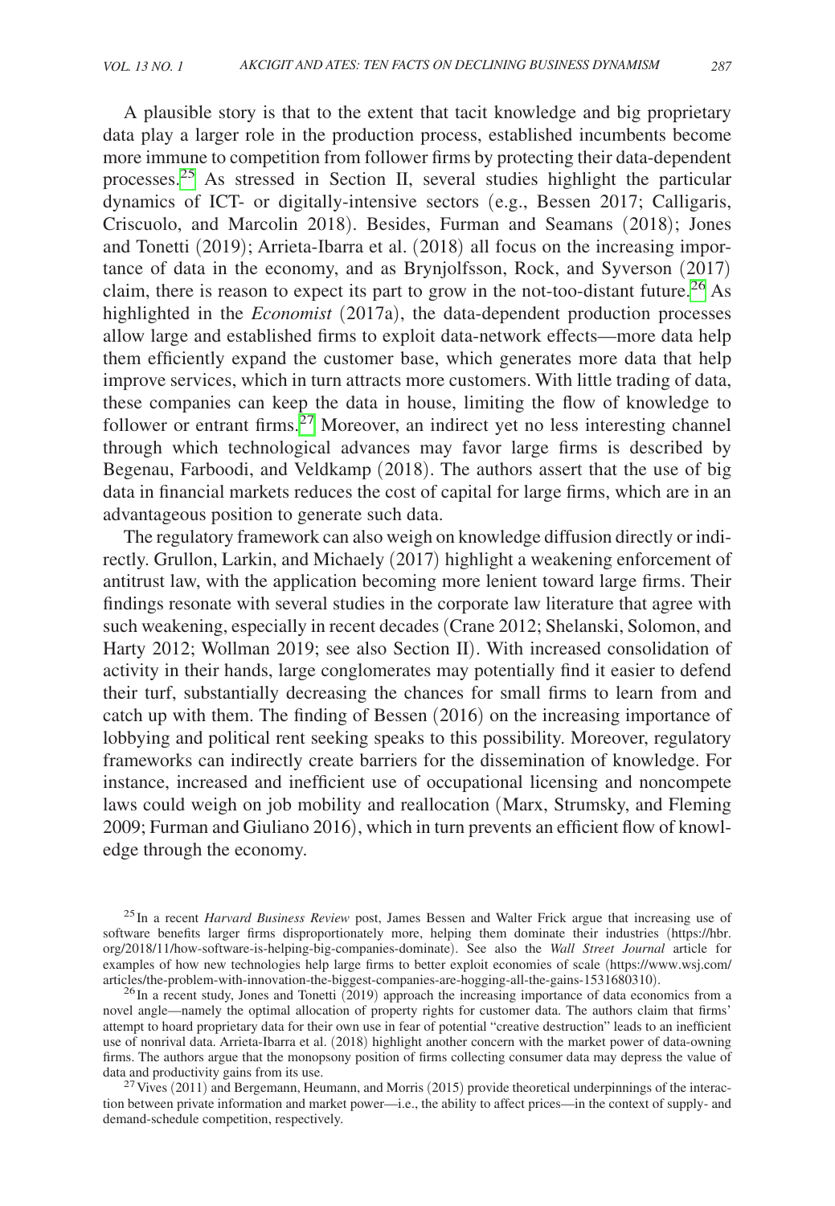A plausible story is that to the extent that tacit knowledge and big proprietary data play a larger role in the production process, established incumbents become more immune to competition from follower firms by protecting their data-dependent processes.[25] As stressed in Section II, several studies highlight the particular dynamics of ICT- or digitally-intensive sectors (e.g., Bessen 2017; Calligaris, Criscuolo, and Marcolin 2018). Besides, Furman and Seamans (2018); Jones and Tonetti (2019); Arrieta-Ibarra et al. (2018) all focus on the increasing importance of data in the economy, and as Brynjolfsson, Rock, and Syverson (2017) claim, there is reason to expect its part to grow in the not-too-distant future.[26] As highlighted in the *Economist* (2017a), the data-dependent production processes allow large and established firms to exploit data-network effects—more data help them efficiently expand the customer base, which generates more data that help improve services, which in turn attracts more customers. With little trading of data, these companies can keep the data in house, limiting the flow of knowledge to follower or entrant firms.[27] Moreover, an indirect yet no less interesting channel through which technological advances may favor large firms is described by Begenau, Farboodi, and Veldkamp (2018). The authors assert that the use of big data in financial markets reduces the cost of capital for large firms, which are in an advantageous position to generate such data.

The regulatory framework can also weigh on knowledge diffusion directly or indirectly. Grullon, Larkin, and Michaely (2017) highlight a weakening enforcement of antitrust law, with the application becoming more lenient toward large firms. Their findings resonate with several studies in the corporate law literature that agree with such weakening, especially in recent decades (Crane 2012; Shelanski, Solomon, and Harty 2012; Wollman 2019; see also Section II). With increased consolidation of activity in their hands, large conglomerates may potentially find it easier to defend their turf, substantially decreasing the chances for small firms to learn from and catch up with them. The finding of Bessen (2016) on the increasing importance of lobbying and political rent seeking speaks to this possibility. Moreover, regulatory frameworks can indirectly create barriers for the dissemination of knowledge. For instance, increased and inefficient use of occupational licensing and noncompete laws could weigh on job mobility and reallocation (Marx, Strumsky, and Fleming 2009; Furman and Giuliano 2016), which in turn prevents an efficient flow of knowledge through the economy.

[25] In a recent *Harvard Business Review* post, James Bessen and Walter Frick argue that increasing use of software benefits larger firms disproportionately more, helping them dominate their industries (https://hbr.org/2018/11/how-software-is-helping-big-companies-dominate). See also the *Wall Street Journal* article for examples of how new technologies help large firms to better exploit economies of scale (https://www.wsj.com/articles/the-problem-with-innovation-the-biggest-companies-are-hogging-all-the-gains-1531680310).

[26] In a recent study, Jones and Tonetti (2019) approach the increasing importance of data economics from a novel angle—namely the optimal allocation of property rights for customer data. The authors claim that firms' attempt to hoard proprietary data for their own use in fear of potential "creative destruction" leads to an inefficient use of nonrival data. Arrieta-Ibarra et al. (2018) highlight another concern with the market power of data-owning firms. The authors argue that the monopsony position of firms collecting consumer data may depress the value of data and productivity gains from its use.

[27] Vives (2011) and Bergemann, Heumann, and Morris (2015) provide theoretical underpinnings of the interaction between private information and market power—i.e., the ability to affect prices—in the context of supply- and demand-schedule competition, respectively.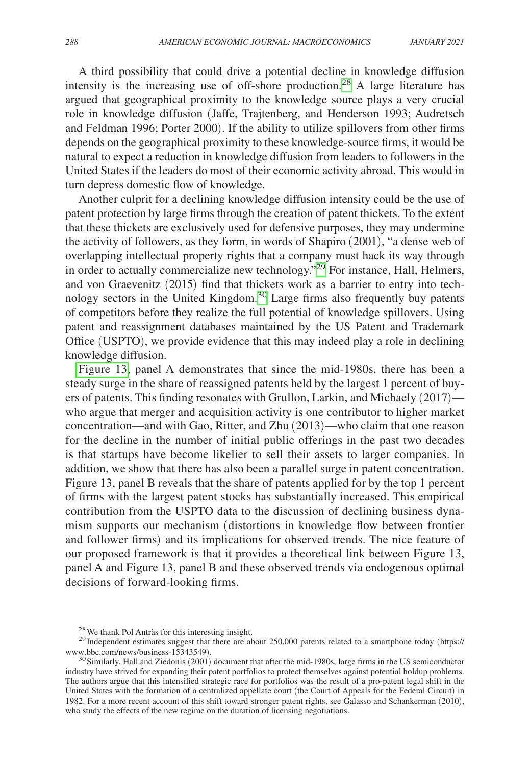A third possibility that could drive a potential decline in knowledge diffusion intensity is the increasing use of off-shore production.[28] A large literature has argued that geographical proximity to the knowledge source plays a very crucial role in knowledge diffusion (Jaffe, Trajtenberg, and Henderson 1993; Audretsch and Feldman 1996; Porter 2000). If the ability to utilize spillovers from other firms depends on the geographical proximity to these knowledge-source firms, it would be natural to expect a reduction in knowledge diffusion from leaders to followers in the United States if the leaders do most of their economic activity abroad. This would in turn depress domestic flow of knowledge.

Another culprit for a declining knowledge diffusion intensity could be the use of patent protection by large firms through the creation of patent thickets. To the extent that these thickets are exclusively used for defensive purposes, they may undermine the activity of followers, as they form, in words of Shapiro (2001), "a dense web of overlapping intellectual property rights that a company must hack its way through in order to actually commercialize new technology."[29] For instance, Hall, Helmers, and von Graevenitz (2015) find that thickets work as a barrier to entry into technology sectors in the United Kingdom.[30] Large firms also frequently buy patents of competitors before they realize the full potential of knowledge spillovers. Using patent and reassignment databases maintained by the US Patent and Trademark Office (USPTO), we provide evidence that this may indeed play a role in declining knowledge diffusion.

Figure 13, panel A demonstrates that since the mid-1980s, there has been a steady surge in the share of reassigned patents held by the largest 1 percent of buyers of patents. This finding resonates with Grullon, Larkin, and Michaely (2017)—who argue that merger and acquisition activity is one contributor to higher market concentration—and with Gao, Ritter, and Zhu (2013)—who claim that one reason for the decline in the number of initial public offerings in the past two decades is that startups have become likelier to sell their assets to larger companies. In addition, we show that there has also been a parallel surge in patent concentration. Figure 13, panel B reveals that the share of patents applied for by the top 1 percent of firms with the largest patent stocks has substantially increased. This empirical contribution from the USPTO data to the discussion of declining business dynamism supports our mechanism (distortions in knowledge flow between frontier and follower firms) and its implications for observed trends. The nice feature of our proposed framework is that it provides a theoretical link between Figure 13, panel A and Figure 13, panel B and these observed trends via endogenous optimal decisions of forward-looking firms.

[28] We thank Pol Antràs for this interesting insight.

[29] Independent estimates suggest that there are about 250,000 patents related to a smartphone today (https://www.bbc.com/news/business-15343549).

[30] Similarly, Hall and Ziedonis (2001) document that after the mid-1980s, large firms in the US semiconductor industry have strived for expanding their patent portfolios to protect themselves against potential holdup problems. The authors argue that this intensified strategic race for portfolios was the result of a pro-patent legal shift in the United States with the formation of a centralized appellate court (the Court of Appeals for the Federal Circuit) in 1982. For a more recent account of this shift toward stronger patent rights, see Galasso and Schankerman (2010), who study the effects of the new regime on the duration of licensing negotiations.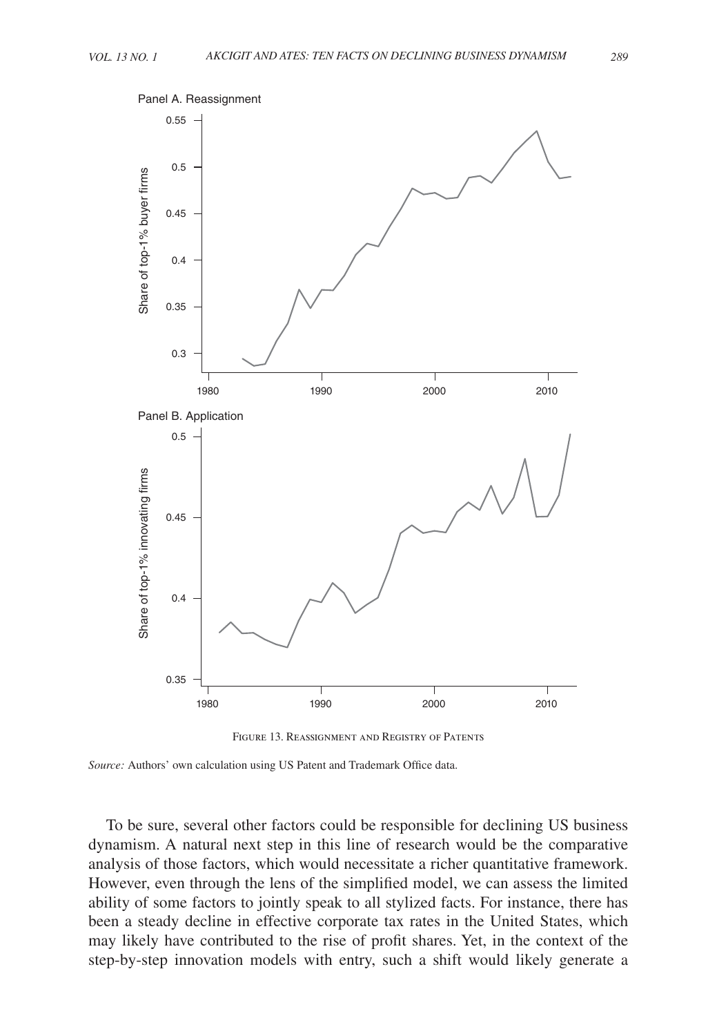Panel A. Reassignment

Panel B. Application

Figure 13. Reassignment and Registry of Patents

*Source:* Authors' own calculation using US Patent and Trademark Office data.

To be sure, several other factors could be responsible for declining US business dynamism. A natural next step in this line of research would be the comparative analysis of those factors, which would necessitate a richer quantitative framework. However, even through the lens of the simplified model, we can assess the limited ability of some factors to jointly speak to all stylized facts. For instance, there has been a steady decline in effective corporate tax rates in the United States, which may likely have contributed to the rise of profit shares. Yet, in the context of the step-by-step innovation models with entry, such a shift would likely generate a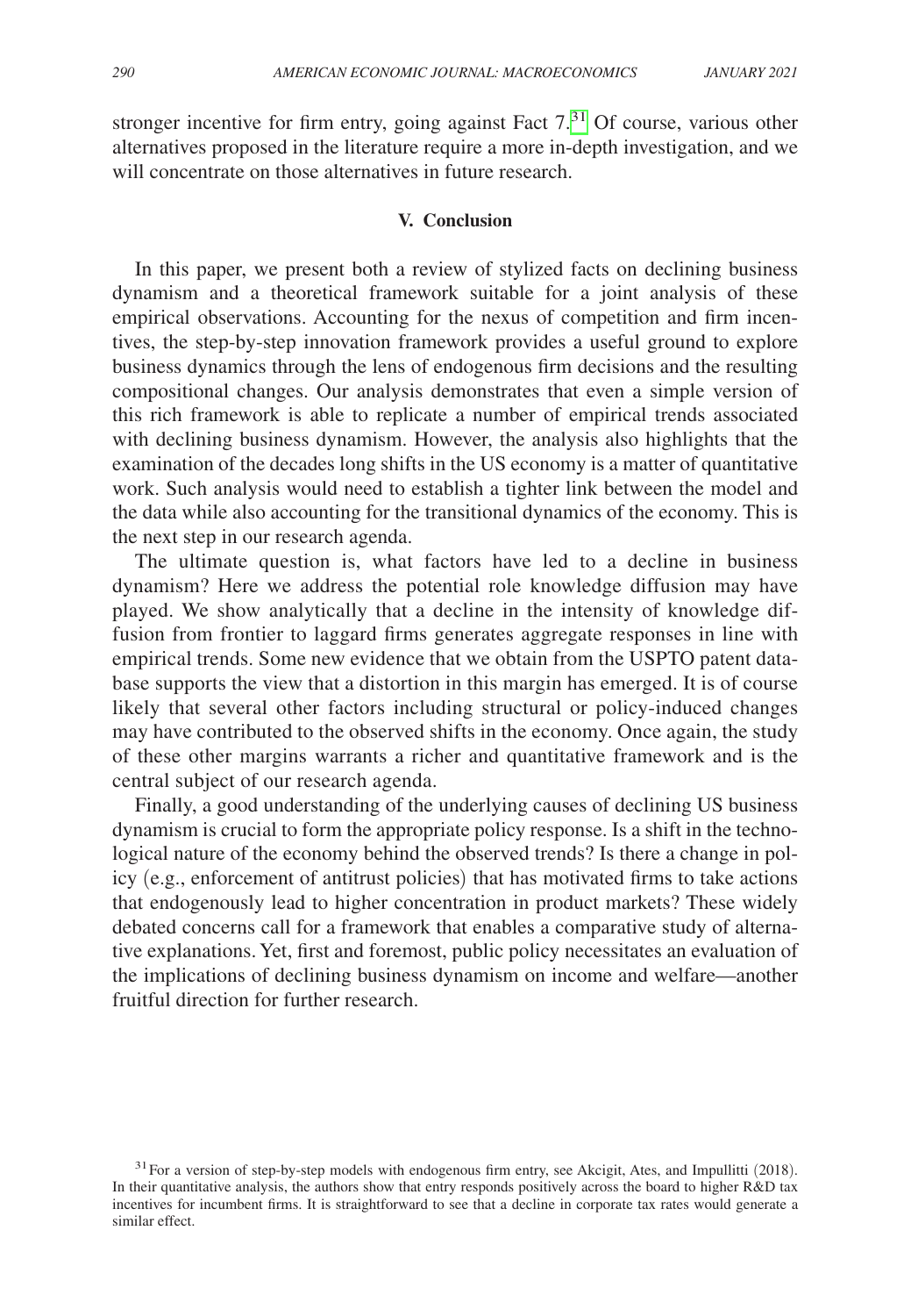stronger incentive for firm entry, going against Fact 7.[31] Of course, various other alternatives proposed in the literature require a more in-depth investigation, and we will concentrate on those alternatives in future research.

## V. Conclusion

In this paper, we present both a review of stylized facts on declining business dynamism and a theoretical framework suitable for a joint analysis of these empirical observations. Accounting for the nexus of competition and firm incentives, the step-by-step innovation framework provides a useful ground to explore business dynamics through the lens of endogenous firm decisions and the resulting compositional changes. Our analysis demonstrates that even a simple version of this rich framework is able to replicate a number of empirical trends associated with declining business dynamism. However, the analysis also highlights that the examination of the decades long shifts in the US economy is a matter of quantitative work. Such analysis would need to establish a tighter link between the model and the data while also accounting for the transitional dynamics of the economy. This is the next step in our research agenda.

The ultimate question is, what factors have led to a decline in business dynamism? Here we address the potential role knowledge diffusion may have played. We show analytically that a decline in the intensity of knowledge diffusion from frontier to laggard firms generates aggregate responses in line with empirical trends. Some new evidence that we obtain from the USPTO patent database supports the view that a distortion in this margin has emerged. It is of course likely that several other factors including structural or policy-induced changes may have contributed to the observed shifts in the economy. Once again, the study of these other margins warrants a richer and quantitative framework and is the central subject of our research agenda.

Finally, a good understanding of the underlying causes of declining US business dynamism is crucial to form the appropriate policy response. Is a shift in the technological nature of the economy behind the observed trends? Is there a change in policy (e.g., enforcement of antitrust policies) that has motivated firms to take actions that endogenously lead to higher concentration in product markets? These widely debated concerns call for a framework that enables a comparative study of alternative explanations. Yet, first and foremost, public policy necessitates an evaluation of the implications of declining business dynamism on income and welfare—another fruitful direction for further research.

[31] For a version of step-by-step models with endogenous firm entry, see Akcigit, Ates, and Impullitti (2018). In their quantitative analysis, the authors show that entry responds positively across the board to higher R&D tax incentives for incumbent firms. It is straightforward to see that a decline in corporate tax rates would generate a similar effect.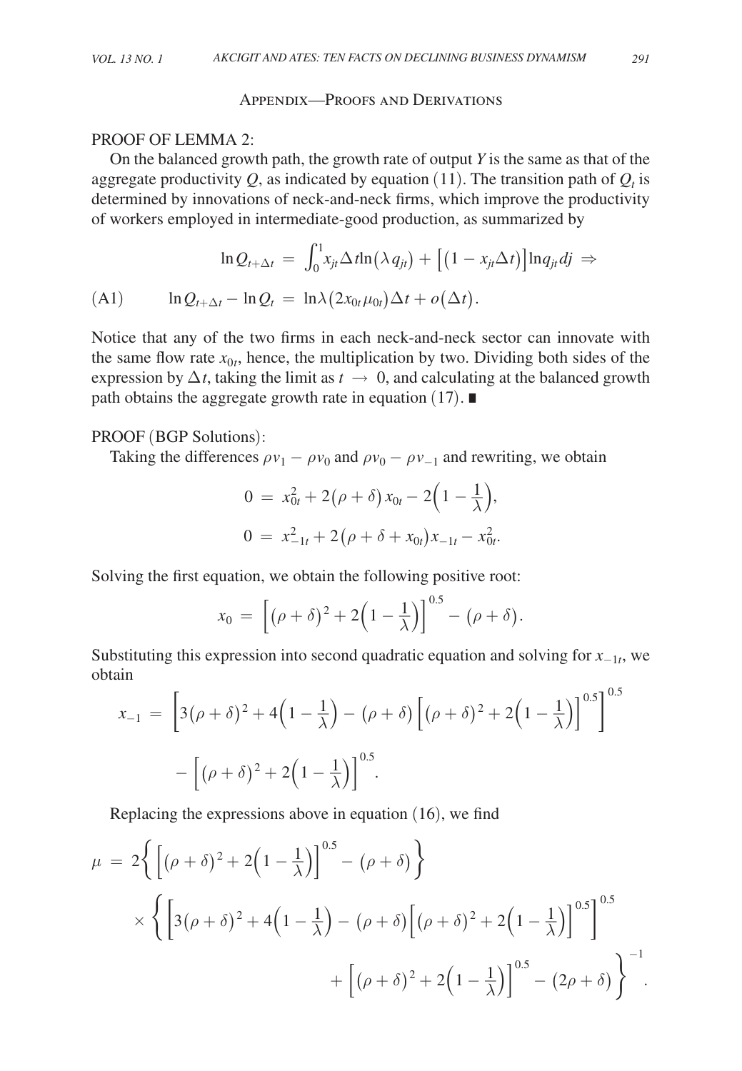## Appendix—Proofs and Derivations

PROOF OF LEMMA 2:

On the balanced growth path, the growth rate of output $Y$ is the same as that of the aggregate productivity $Q$, as indicated by equation (11). The transition path of $Q_t$ is determined by innovations of neck-and-neck firms, which improve the productivity of workers employed in intermediate-good production, as summarized by

$$\ln Q_{t+\Delta t} = \int_0^1 x_{jt} \Delta t \ln(\lambda q_{jt}) + \left[(1 - x_{jt}\Delta t)\right] \ln q_{jt} dj \Rightarrow$$

$$\text{(A1)} \qquad \ln Q_{t+\Delta t} - \ln Q_t = \ln \lambda (2 x_{0t} \mu_{0t}) \Delta t + o(\Delta t).$$

Notice that any of the two firms in each neck-and-neck sector can innovate with the same flow rate $x_{0t}$, hence, the multiplication by two. Dividing both sides of the expression by $\Delta t$, taking the limit as $t \to 0$, and calculating at the balanced growth path obtains the aggregate growth rate in equation (17). ∎

PROOF (BGP Solutions):

Taking the differences $\rho v_1 - \rho v_0$ and $\rho v_0 - \rho v_{-1}$ and rewriting, we obtain

$$0 = x_{0t}^2 + 2(\rho + \delta) x_{0t} - 2\left(1 - \frac{1}{\lambda}\right),$$

$$0 = x_{-1t}^2 + 2(\rho + \delta + x_{0t}) x_{-1t} - x_{0t}^2.$$

Solving the first equation, we obtain the following positive root:

$$x_0 = \left[(\rho + \delta)^2 + 2\left(1 - \frac{1}{\lambda}\right)\right]^{0.5} - (\rho + \delta).$$

Substituting this expression into second quadratic equation and solving for $x_{-1t}$, we obtain

$$x_{-1} = \left[3(\rho + \delta)^2 + 4\left(1 - \frac{1}{\lambda}\right) - (\rho + \delta)\left[(\rho + \delta)^2 + 2\left(1 - \frac{1}{\lambda}\right)\right]^{0.5}\right]^{0.5} - \left[(\rho + \delta)^2 + 2\left(1 - \frac{1}{\lambda}\right)\right]^{0.5}.$$

Replacing the expressions above in equation (16), we find

$$\mu = 2\left\{\left[(\rho + \delta)^2 + 2\left(1 - \frac{1}{\lambda}\right)\right]^{0.5} - (\rho + \delta)\right\} \times \left\{\left[3(\rho + \delta)^2 + 4\left(1 - \frac{1}{\lambda}\right) - (\rho + \delta)\left[(\rho + \delta)^2 + 2\left(1 - \frac{1}{\lambda}\right)\right]^{0.5}\right]^{0.5} + \left[(\rho + \delta)^2 + 2\left(1 - \frac{1}{\lambda}\right)\right]^{0.5} - (2\rho + \delta)\right\}^{-1}.$$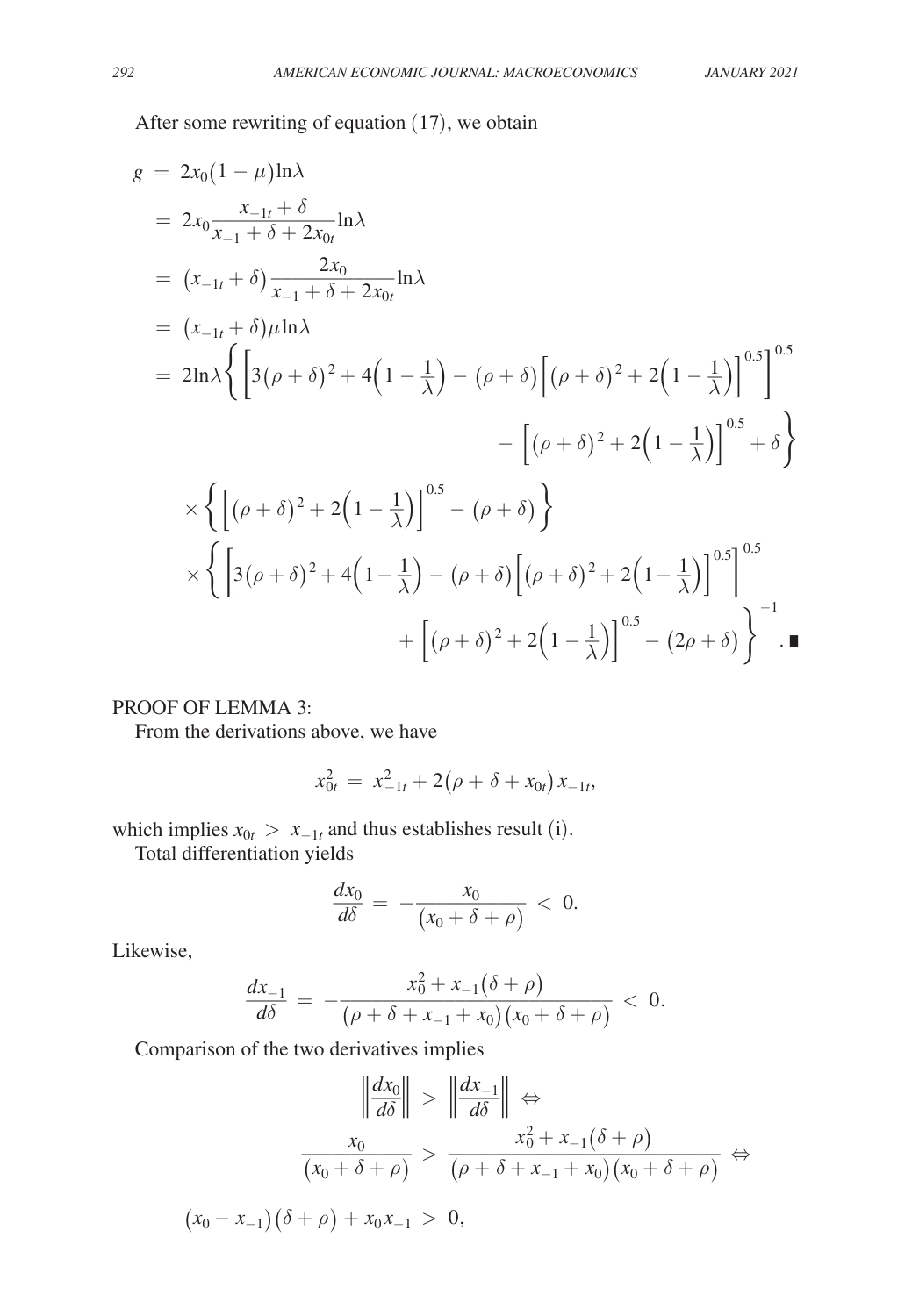After some rewriting of equation (17), we obtain

$$
\begin{aligned}
g &= 2x_0(1-\mu)\ln\lambda \\
&= 2x_0 \frac{x_{-1t}+\delta}{x_{-1}+\delta+2x_{0t}}\ln\lambda \\
&= (x_{-1t}+\delta)\frac{2x_0}{x_{-1}+\delta+2x_{0t}}\ln\lambda \\
&= (x_{-1t}+\delta)\mu\ln\lambda \\
&= 2\ln\lambda\left\{\left[3(\rho+\delta)^2+4\left(1-\frac{1}{\lambda}\right)-(\rho+\delta)\left[(\rho+\delta)^2+2\left(1-\frac{1}{\lambda}\right)\right]^{0.5}\right]^{0.5}\right. \\
&\qquad\qquad \left. -\left[(\rho+\delta)^2+2\left(1-\frac{1}{\lambda}\right)\right]^{0.5}+\delta\right\} \\
&\quad \times\left\{\left[(\rho+\delta)^2+2\left(1-\frac{1}{\lambda}\right)\right]^{0.5}-(\rho+\delta)\right\} \\
&\quad \times\left\{\left[3(\rho+\delta)^2+4\left(1-\frac{1}{\lambda}\right)-(\rho+\delta)\left[(\rho+\delta)^2+2\left(1-\frac{1}{\lambda}\right)\right]^{0.5}\right]^{0.5}\right. \\
&\qquad\qquad \left. +\left[(\rho+\delta)^2+2\left(1-\frac{1}{\lambda}\right)\right]^{0.5}-(2\rho+\delta)\right\}^{-1}. \blacksquare
\end{aligned}
$$

PROOF OF LEMMA 3:

From the derivations above, we have

$$
x_{0t}^2 = x_{-1t}^2 + 2(\rho+\delta+x_{0t})x_{-1t},
$$

which implies $x_{0t} > x_{-1t}$ and thus establishes result (i).

Total differentiation yields

$$
\frac{dx_0}{d\delta} = -\frac{x_0}{(x_0+\delta+\rho)} < 0.
$$

Likewise,

$$
\frac{dx_{-1}}{d\delta} = -\frac{x_0^2+x_{-1}(\delta+\rho)}{(\rho+\delta+x_{-1}+x_0)(x_0+\delta+\rho)} < 0.
$$

Comparison of the two derivatives implies

$$
\begin{gathered}
\left\|\frac{dx_0}{d\delta}\right\| > \left\|\frac{dx_{-1}}{d\delta}\right\| \Leftrightarrow \\
\frac{x_0}{(x_0+\delta+\rho)} > \frac{x_0^2+x_{-1}(\delta+\rho)}{(\rho+\delta+x_{-1}+x_0)(x_0+\delta+\rho)} \Leftrightarrow
\end{gathered}
$$

$$
(x_0-x_{-1})(\delta+\rho)+x_0x_{-1} > 0,
$$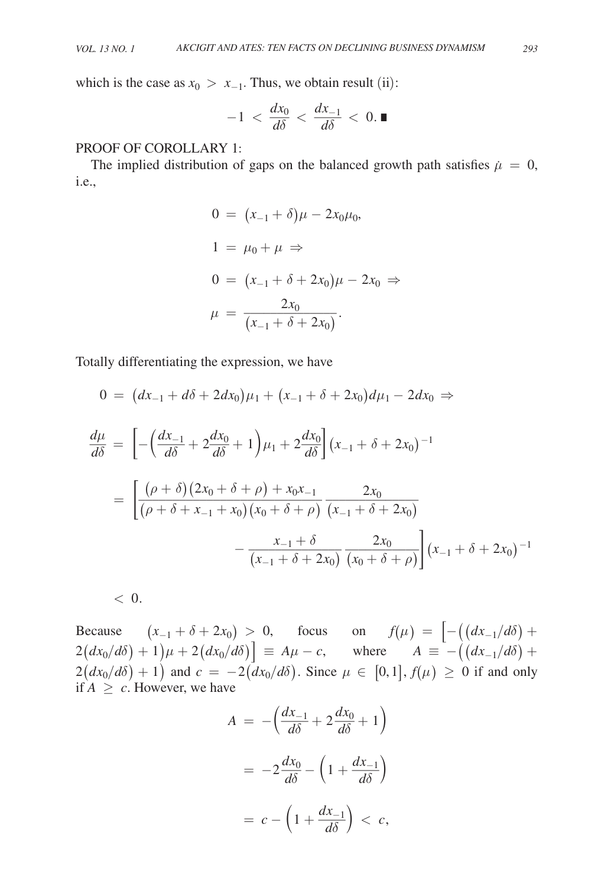which is the case as $x_0 > x_{-1}$. Thus, we obtain result (ii):

$$-1 < \frac{dx_0}{d\delta} < \frac{dx_{-1}}{d\delta} < 0. \blacksquare$$

PROOF OF COROLLARY 1:

The implied distribution of gaps on the balanced growth path satisfies $\dot{\mu} = 0$, i.e.,

$$0 = (x_{-1} + \delta)\mu - 2x_0\mu_0,$$

$$1 = \mu_0 + \mu \Rightarrow$$

$$0 = (x_{-1} + \delta + 2x_0)\mu - 2x_0 \Rightarrow$$

$$\mu = \frac{2x_0}{(x_{-1} + \delta + 2x_0)}.$$

Totally differentiating the expression, we have

$$0 = (dx_{-1} + d\delta + 2dx_0)\mu_1 + (x_{-1} + \delta + 2x_0)d\mu_1 - 2dx_0 \Rightarrow$$

$$\frac{d\mu}{d\delta} = \left[-\left(\frac{dx_{-1}}{d\delta} + 2\frac{dx_0}{d\delta} + 1\right)\mu_1 + 2\frac{dx_0}{d\delta}\right](x_{-1} + \delta + 2x_0)^{-1}$$

$$= \left[\frac{(\rho + \delta)(2x_0 + \delta + \rho) + x_0 x_{-1}}{(\rho + \delta + x_{-1} + x_0)(x_0 + \delta + \rho)} \frac{2x_0}{(x_{-1} + \delta + 2x_0)} - \frac{x_{-1} + \delta}{(x_{-1} + \delta + 2x_0)} \frac{2x_0}{(x_0 + \delta + \rho)}\right](x_{-1} + \delta + 2x_0)^{-1}$$

$$< 0.$$

Because $(x_{-1} + \delta + 2x_0) > 0$, focus on $f(\mu) = \left[-\left((dx_{-1}/d\delta) + 2(dx_0/d\delta) + 1\right)\mu + 2(dx_0/d\delta)\right] \equiv A\mu - c$, where $A \equiv -\left((dx_{-1}/d\delta) + 2(dx_0/d\delta) + 1\right)$ and $c = -2(dx_0/d\delta)$. Since $\mu \in [0,1]$, $f(\mu) \geq 0$ if and only if $A \geq c$. However, we have

$$A = -\left(\frac{dx_{-1}}{d\delta} + 2\frac{dx_0}{d\delta} + 1\right)$$

$$= -2\frac{dx_0}{d\delta} - \left(1 + \frac{dx_{-1}}{d\delta}\right)$$

$$= c - \left(1 + \frac{dx_{-1}}{d\delta}\right) < c,$$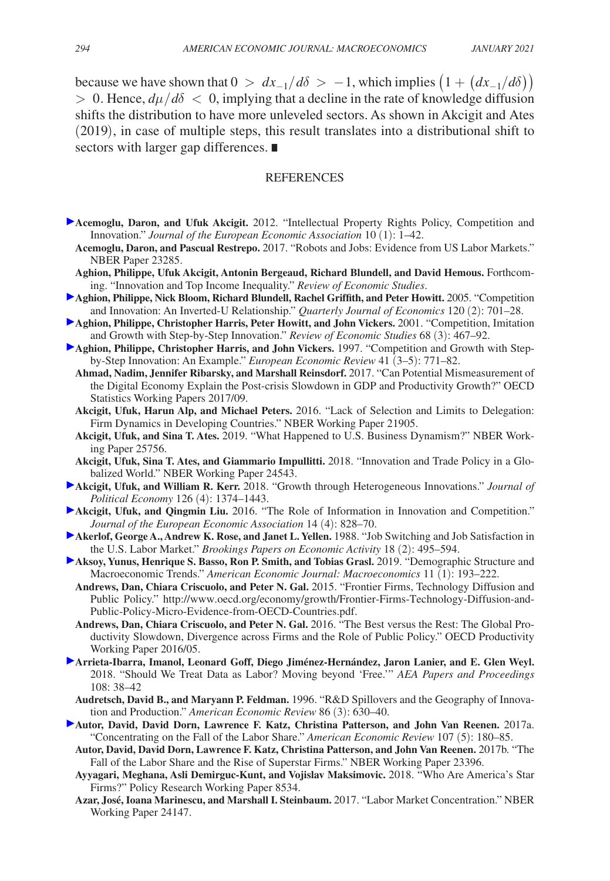because we have shown that $0 > dx_{-1}/d\delta > -1$, which implies $\left(1 + \left(dx_{-1}/d\delta\right)\right) > 0$. Hence, $d\mu/d\delta < 0$, implying that a decline in the rate of knowledge diffusion shifts the distribution to have more unleveled sectors. As shown in Akcigit and Ates (2019), in case of multiple steps, this result translates into a distributional shift to sectors with larger gap differences. ■

## REFERENCES

**Acemoglu, Daron, and Ufuk Akcigit.** 2012. "Intellectual Property Rights Policy, Competition and Innovation." *Journal of the European Economic Association* 10 (1): 1–42.

**Acemoglu, Daron, and Pascual Restrepo.** 2017. "Robots and Jobs: Evidence from US Labor Markets." NBER Paper 23285.

**Aghion, Philippe, Ufuk Akcigit, Antonin Bergeaud, Richard Blundell, and David Hemous.** Forthcoming. "Innovation and Top Income Inequality." *Review of Economic Studies*.

**Aghion, Philippe, Nick Bloom, Richard Blundell, Rachel Griffith, and Peter Howitt.** 2005. "Competition and Innovation: An Inverted-U Relationship." *Quarterly Journal of Economics* 120 (2): 701–28.

**Aghion, Philippe, Christopher Harris, Peter Howitt, and John Vickers.** 2001. "Competition, Imitation and Growth with Step-by-Step Innovation." *Review of Economic Studies* 68 (3): 467–92.

**Aghion, Philippe, Christopher Harris, and John Vickers.** 1997. "Competition and Growth with Step-by-Step Innovation: An Example." *European Economic Review* 41 (3–5): 771–82.

**Ahmad, Nadim, Jennifer Ribarsky, and Marshall Reinsdorf.** 2017. "Can Potential Mismeasurement of the Digital Economy Explain the Post-crisis Slowdown in GDP and Productivity Growth?" OECD Statistics Working Papers 2017/09.

**Akcigit, Ufuk, Harun Alp, and Michael Peters.** 2016. "Lack of Selection and Limits to Delegation: Firm Dynamics in Developing Countries." NBER Working Paper 21905.

**Akcigit, Ufuk, and Sina T. Ates.** 2019. "What Happened to U.S. Business Dynamism?" NBER Working Paper 25756.

**Akcigit, Ufuk, Sina T. Ates, and Giammario Impullitti.** 2018. "Innovation and Trade Policy in a Globalized World." NBER Working Paper 24543.

**Akcigit, Ufuk, and William R. Kerr.** 2018. "Growth through Heterogeneous Innovations." *Journal of Political Economy* 126 (4): 1374–1443.

**Akcigit, Ufuk, and Qingmin Liu.** 2016. "The Role of Information in Innovation and Competition." *Journal of the European Economic Association* 14 (4): 828–70.

**Akerlof, George A., Andrew K. Rose, and Janet L. Yellen.** 1988. "Job Switching and Job Satisfaction in the U.S. Labor Market." *Brookings Papers on Economic Activity* 18 (2): 495–594.

**Aksoy, Yunus, Henrique S. Basso, Ron P. Smith, and Tobias Grasl.** 2019. "Demographic Structure and Macroeconomic Trends." *American Economic Journal: Macroeconomics* 11 (1): 193–222.

**Andrews, Dan, Chiara Criscuolo, and Peter N. Gal.** 2015. "Frontier Firms, Technology Diffusion and Public Policy." http://www.oecd.org/economy/growth/Frontier-Firms-Technology-Diffusion-and-Public-Policy-Micro-Evidence-from-OECD-Countries.pdf.

**Andrews, Dan, Chiara Criscuolo, and Peter N. Gal.** 2016. "The Best versus the Rest: The Global Productivity Slowdown, Divergence across Firms and the Role of Public Policy." OECD Productivity Working Paper 2016/05.

**Arrieta-Ibarra, Imanol, Leonard Goff, Diego Jiménez-Hernández, Jaron Lanier, and E. Glen Weyl.** 2018. "Should We Treat Data as Labor? Moving beyond 'Free.'" *AEA Papers and Proceedings* 108: 38–42

**Audretsch, David B., and Maryann P. Feldman.** 1996. "R&D Spillovers and the Geography of Innovation and Production." *American Economic Review* 86 (3): 630–40.

**Autor, David, David Dorn, Lawrence F. Katz, Christina Patterson, and John Van Reenen.** 2017a. "Concentrating on the Fall of the Labor Share." *American Economic Review* 107 (5): 180–85.

**Autor, David, David Dorn, Lawrence F. Katz, Christina Patterson, and John Van Reenen.** 2017b. "The Fall of the Labor Share and the Rise of Superstar Firms." NBER Working Paper 23396.

**Ayyagari, Meghana, Asli Demirguc-Kunt, and Vojislav Maksimovic.** 2018. "Who Are America's Star Firms?" Policy Research Working Paper 8534.

**Azar, José, Ioana Marinescu, and Marshall I. Steinbaum.** 2017. "Labor Market Concentration." NBER Working Paper 24147.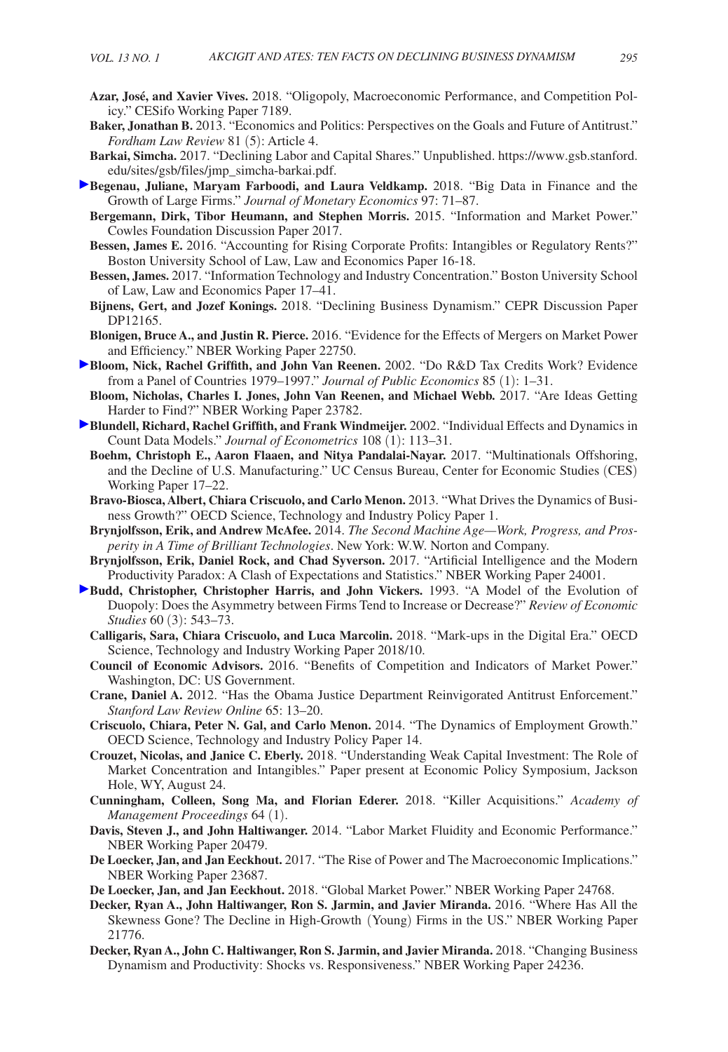**Azar, José, and Xavier Vives.** 2018. "Oligopoly, Macroeconomic Performance, and Competition Policy." CESifo Working Paper 7189.

**Baker, Jonathan B.** 2013. "Economics and Politics: Perspectives on the Goals and Future of Antitrust." *Fordham Law Review* 81 (5): Article 4.

**Barkai, Simcha.** 2017. "Declining Labor and Capital Shares." Unpublished. https://www.gsb.stanford.edu/sites/gsb/files/jmp_simcha-barkai.pdf.

**Begenau, Juliane, Maryam Farboodi, and Laura Veldkamp.** 2018. "Big Data in Finance and the Growth of Large Firms." *Journal of Monetary Economics* 97: 71–87.

**Bergemann, Dirk, Tibor Heumann, and Stephen Morris.** 2015. "Information and Market Power." Cowles Foundation Discussion Paper 2017.

**Bessen, James E.** 2016. "Accounting for Rising Corporate Profits: Intangibles or Regulatory Rents?" Boston University School of Law, Law and Economics Paper 16-18.

**Bessen, James.** 2017. "Information Technology and Industry Concentration." Boston University School of Law, Law and Economics Paper 17–41.

**Bijnens, Gert, and Jozef Konings.** 2018. "Declining Business Dynamism." CEPR Discussion Paper DP12165.

**Blonigen, Bruce A., and Justin R. Pierce.** 2016. "Evidence for the Effects of Mergers on Market Power and Efficiency." NBER Working Paper 22750.

**Bloom, Nick, Rachel Griffith, and John Van Reenen.** 2002. "Do R&D Tax Credits Work? Evidence from a Panel of Countries 1979–1997." *Journal of Public Economics* 85 (1): 1–31.

**Bloom, Nicholas, Charles I. Jones, John Van Reenen, and Michael Webb.** 2017. "Are Ideas Getting Harder to Find?" NBER Working Paper 23782.

**Blundell, Richard, Rachel Griffith, and Frank Windmeijer.** 2002. "Individual Effects and Dynamics in Count Data Models." *Journal of Econometrics* 108 (1): 113–31.

**Boehm, Christoph E., Aaron Flaaen, and Nitya Pandalai-Nayar.** 2017. "Multinationals Offshoring, and the Decline of U.S. Manufacturing." UC Census Bureau, Center for Economic Studies (CES) Working Paper 17–22.

**Bravo-Biosca, Albert, Chiara Criscuolo, and Carlo Menon.** 2013. "What Drives the Dynamics of Business Growth?" OECD Science, Technology and Industry Policy Paper 1.

**Brynjolfsson, Erik, and Andrew McAfee.** 2014. *The Second Machine Age—Work, Progress, and Prosperity in A Time of Brilliant Technologies*. New York: W.W. Norton and Company.

**Brynjolfsson, Erik, Daniel Rock, and Chad Syverson.** 2017. "Artificial Intelligence and the Modern Productivity Paradox: A Clash of Expectations and Statistics." NBER Working Paper 24001.

**Budd, Christopher, Christopher Harris, and John Vickers.** 1993. "A Model of the Evolution of Duopoly: Does the Asymmetry between Firms Tend to Increase or Decrease?" *Review of Economic Studies* 60 (3): 543–73.

**Calligaris, Sara, Chiara Criscuolo, and Luca Marcolin.** 2018. "Mark-ups in the Digital Era." OECD Science, Technology and Industry Working Paper 2018/10.

**Council of Economic Advisors.** 2016. "Benefits of Competition and Indicators of Market Power." Washington, DC: US Government.

**Crane, Daniel A.** 2012. "Has the Obama Justice Department Reinvigorated Antitrust Enforcement." *Stanford Law Review Online* 65: 13–20.

**Criscuolo, Chiara, Peter N. Gal, and Carlo Menon.** 2014. "The Dynamics of Employment Growth." OECD Science, Technology and Industry Policy Paper 14.

**Crouzet, Nicolas, and Janice C. Eberly.** 2018. "Understanding Weak Capital Investment: The Role of Market Concentration and Intangibles." Paper present at Economic Policy Symposium, Jackson Hole, WY, August 24.

**Cunningham, Colleen, Song Ma, and Florian Ederer.** 2018. "Killer Acquisitions." *Academy of Management Proceedings* 64 (1).

**Davis, Steven J., and John Haltiwanger.** 2014. "Labor Market Fluidity and Economic Performance." NBER Working Paper 20479.

**De Loecker, Jan, and Jan Eeckhout.** 2017. "The Rise of Power and The Macroeconomic Implications." NBER Working Paper 23687.

**De Loecker, Jan, and Jan Eeckhout.** 2018. "Global Market Power." NBER Working Paper 24768.

**Decker, Ryan A., John Haltiwanger, Ron S. Jarmin, and Javier Miranda.** 2016. "Where Has All the Skewness Gone? The Decline in High-Growth (Young) Firms in the US." NBER Working Paper 21776.

**Decker, Ryan A., John C. Haltiwanger, Ron S. Jarmin, and Javier Miranda.** 2018. "Changing Business Dynamism and Productivity: Shocks vs. Responsiveness." NBER Working Paper 24236.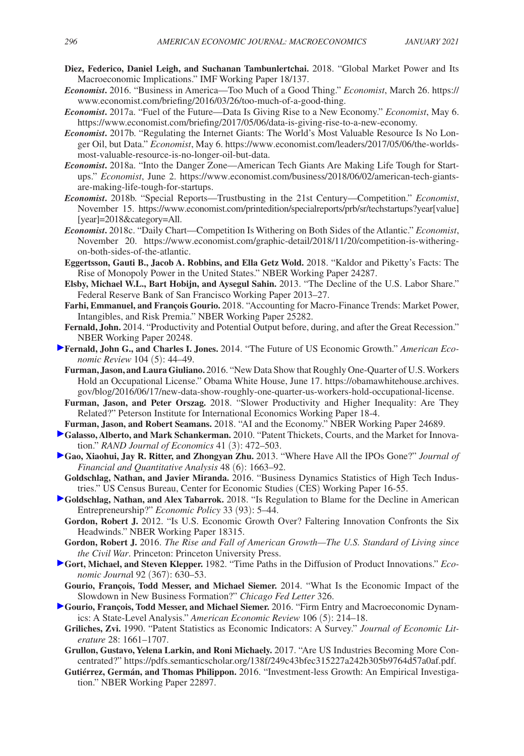**Diez, Federico, Daniel Leigh, and Suchanan Tambunlertchai.** 2018. "Global Market Power and Its Macroeconomic Implications." IMF Working Paper 18/137.

***Economist*.** 2016. "Business in America—Too Much of a Good Thing." *Economist*, March 26. https://www.economist.com/briefing/2016/03/26/too-much-of-a-good-thing.

***Economist*.** 2017a. "Fuel of the Future—Data Is Giving Rise to a New Economy." *Economist*, May 6. https://www.economist.com/briefing/2017/05/06/data-is-giving-rise-to-a-new-economy.

***Economist*.** 2017b. "Regulating the Internet Giants: The World's Most Valuable Resource Is No Longer Oil, but Data." *Economist*, May 6. https://www.economist.com/leaders/2017/05/06/the-worlds-most-valuable-resource-is-no-longer-oil-but-data.

***Economist*.** 2018a. "Into the Danger Zone—American Tech Giants Are Making Life Tough for Startups." *Economist*, June 2. https://www.economist.com/business/2018/06/02/american-tech-giants-are-making-life-tough-for-startups.

***Economist*.** 2018b. "Special Reports—Trustbusting in the 21st Century—Competition." *Economist*, November 15. https://www.economist.com/printedition/specialreports/prb/sr/techstartups?year[value][year]=2018&category=All.

***Economist*.** 2018c. "Daily Chart—Competition Is Withering on Both Sides of the Atlantic." *Economist*, November 20. https://www.economist.com/graphic-detail/2018/11/20/competition-is-withering-on-both-sides-of-the-atlantic.

**Eggertsson, Gauti B., Jacob A. Robbins, and Ella Getz Wold.** 2018. "Kaldor and Piketty's Facts: The Rise of Monopoly Power in the United States." NBER Working Paper 24287.

**Elsby, Michael W.L., Bart Hobijn, and Aysegul Sahin.** 2013. "The Decline of the U.S. Labor Share." Federal Reserve Bank of San Francisco Working Paper 2013–27.

**Farhi, Emmanuel, and François Gourio.** 2018. "Accounting for Macro-Finance Trends: Market Power, Intangibles, and Risk Premia." NBER Working Paper 25282.

**Fernald, John.** 2014. "Productivity and Potential Output before, during, and after the Great Recession." NBER Working Paper 20248.

**Fernald, John G., and Charles I. Jones.** 2014. "The Future of US Economic Growth." *American Economic Review* 104 (5): 44–49.

**Furman, Jason, and Laura Giuliano.** 2016. "New Data Show that Roughly One-Quarter of U.S. Workers Hold an Occupational License." Obama White House, June 17. https://obamawhitehouse.archives.gov/blog/2016/06/17/new-data-show-roughly-one-quarter-us-workers-hold-occupational-license.

**Furman, Jason, and Peter Orszag.** 2018. "Slower Productivity and Higher Inequality: Are They Related?" Peterson Institute for International Economics Working Paper 18-4.

**Furman, Jason, and Robert Seamans.** 2018. "AI and the Economy." NBER Working Paper 24689.

**Galasso, Alberto, and Mark Schankerman.** 2010. "Patent Thickets, Courts, and the Market for Innovation." *RAND Journal of Economics* 41 (3): 472–503.

**Gao, Xiaohui, Jay R. Ritter, and Zhongyan Zhu.** 2013. "Where Have All the IPOs Gone?" *Journal of Financial and Quantitative Analysis* 48 (6): 1663–92.

**Goldschlag, Nathan, and Javier Miranda.** 2016. "Business Dynamics Statistics of High Tech Industries." US Census Bureau, Center for Economic Studies (CES) Working Paper 16-55.

**Goldschlag, Nathan, and Alex Tabarrok.** 2018. "Is Regulation to Blame for the Decline in American Entrepreneurship?" *Economic Policy* 33 (93): 5–44.

**Gordon, Robert J.** 2012. "Is U.S. Economic Growth Over? Faltering Innovation Confronts the Six Headwinds." NBER Working Paper 18315.

**Gordon, Robert J.** 2016. *The Rise and Fall of American Growth—The U.S. Standard of Living since the Civil War*. Princeton: Princeton University Press.

**Gort, Michael, and Steven Klepper.** 1982. "Time Paths in the Diffusion of Product Innovations." *Economic Journal* 92 (367): 630–53.

**Gourio, François, Todd Messer, and Michael Siemer.** 2014. "What Is the Economic Impact of the Slowdown in New Business Formation?" *Chicago Fed Letter* 326.

**Gourio, François, Todd Messer, and Michael Siemer.** 2016. "Firm Entry and Macroeconomic Dynamics: A State-Level Analysis." *American Economic Review* 106 (5): 214–18.

**Griliches, Zvi.** 1990. "Patent Statistics as Economic Indicators: A Survey." *Journal of Economic Literature* 28: 1661–1707.

**Grullon, Gustavo, Yelena Larkin, and Roni Michaely.** 2017. "Are US Industries Becoming More Concentrated?" https://pdfs.semanticscholar.org/138f/249c43bfec315227a242b305b9764d57a0af.pdf.

**Gutiérrez, Germán, and Thomas Philippon.** 2016. "Investment-less Growth: An Empirical Investigation." NBER Working Paper 22897.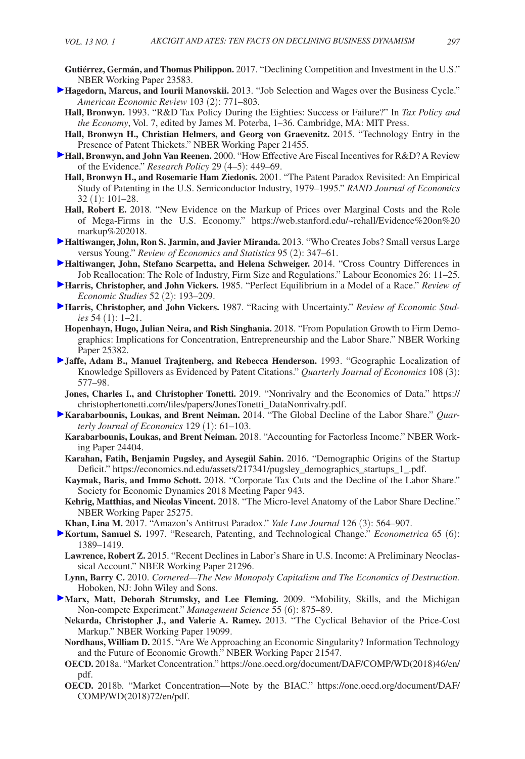**Gutiérrez, Germán, and Thomas Philippon.** 2017. "Declining Competition and Investment in the U.S." NBER Working Paper 23583.

**Hagedorn, Marcus, and Iourii Manovskii.** 2013. "Job Selection and Wages over the Business Cycle." *American Economic Review* 103 (2): 771–803.

**Hall, Bronwyn.** 1993. "R&D Tax Policy During the Eighties: Success or Failure?" In *Tax Policy and the Economy*, Vol. 7, edited by James M. Poterba, 1–36. Cambridge, MA: MIT Press.

**Hall, Bronwyn H., Christian Helmers, and Georg von Graevenitz.** 2015. "Technology Entry in the Presence of Patent Thickets." NBER Working Paper 21455.

**Hall, Bronwyn, and John Van Reenen.** 2000. "How Effective Are Fiscal Incentives for R&D? A Review of the Evidence." *Research Policy* 29 (4–5): 449–69.

**Hall, Bronwyn H., and Rosemarie Ham Ziedonis.** 2001. "The Patent Paradox Revisited: An Empirical Study of Patenting in the U.S. Semiconductor Industry, 1979–1995." *RAND Journal of Economics* 32 (1): 101–28.

**Hall, Robert E.** 2018. "New Evidence on the Markup of Prices over Marginal Costs and the Role of Mega-Firms in the U.S. Economy." https://web.stanford.edu/~rehall/Evidence%20on%20markup%202018.

**Haltiwanger, John, Ron S. Jarmin, and Javier Miranda.** 2013. "Who Creates Jobs? Small versus Large versus Young." *Review of Economics and Statistics* 95 (2): 347–61.

**Haltiwanger, John, Stefano Scarpetta, and Helena Schweiger.** 2014. "Cross Country Differences in Job Reallocation: The Role of Industry, Firm Size and Regulations." Labour Economics 26: 11–25.

**Harris, Christopher, and John Vickers.** 1985. "Perfect Equilibrium in a Model of a Race." *Review of Economic Studies* 52 (2): 193–209.

**Harris, Christopher, and John Vickers.** 1987. "Racing with Uncertainty." *Review of Economic Studies* 54 (1): 1–21.

**Hopenhayn, Hugo, Julian Neira, and Rish Singhania.** 2018. "From Population Growth to Firm Demographics: Implications for Concentration, Entrepreneurship and the Labor Share." NBER Working Paper 25382.

**Jaffe, Adam B., Manuel Trajtenberg, and Rebecca Henderson.** 1993. "Geographic Localization of Knowledge Spillovers as Evidenced by Patent Citations." *Quarterly Journal of Economics* 108 (3): 577–98.

**Jones, Charles I., and Christopher Tonetti.** 2019. "Nonrivalry and the Economics of Data." https://christophertonetti.com/files/papers/JonesTonetti_DataNonrivalry.pdf.

**Karabarbounis, Loukas, and Brent Neiman.** 2014. "The Global Decline of the Labor Share." *Quarterly Journal of Economics* 129 (1): 61–103.

**Karabarbounis, Loukas, and Brent Neiman.** 2018. "Accounting for Factorless Income." NBER Working Paper 24404.

**Karahan, Fatih, Benjamin Pugsley, and Aysegül Sahin.** 2016. "Demographic Origins of the Startup Deficit." https://economics.nd.edu/assets/217341/pugsley_demographics_startups_1_.pdf.

**Kaymak, Baris, and Immo Schott.** 2018. "Corporate Tax Cuts and the Decline of the Labor Share." Society for Economic Dynamics 2018 Meeting Paper 943.

**Kehrig, Matthias, and Nicolas Vincent.** 2018. "The Micro-level Anatomy of the Labor Share Decline." NBER Working Paper 25275.

**Khan, Lina M.** 2017. "Amazon's Antitrust Paradox." *Yale Law Journal* 126 (3): 564–907.

**Kortum, Samuel S.** 1997. "Research, Patenting, and Technological Change." *Econometrica* 65 (6): 1389–1419.

**Lawrence, Robert Z.** 2015. "Recent Declines in Labor's Share in U.S. Income: A Preliminary Neoclassical Account." NBER Working Paper 21296.

**Lynn, Barry C.** 2010. *Cornered—The New Monopoly Capitalism and The Economics of Destruction.* Hoboken, NJ: John Wiley and Sons.

**Marx, Matt, Deborah Strumsky, and Lee Fleming.** 2009. "Mobility, Skills, and the Michigan Non-compete Experiment." *Management Science* 55 (6): 875–89.

**Nekarda, Christopher J., and Valerie A. Ramey.** 2013. "The Cyclical Behavior of the Price-Cost Markup." NBER Working Paper 19099.

**Nordhaus, William D.** 2015. "Are We Approaching an Economic Singularity? Information Technology and the Future of Economic Growth." NBER Working Paper 21547.

**OECD.** 2018a. "Market Concentration." https://one.oecd.org/document/DAF/COMP/WD(2018)46/en/pdf.

**OECD.** 2018b. "Market Concentration—Note by the BIAC." https://one.oecd.org/document/DAF/COMP/WD(2018)72/en/pdf.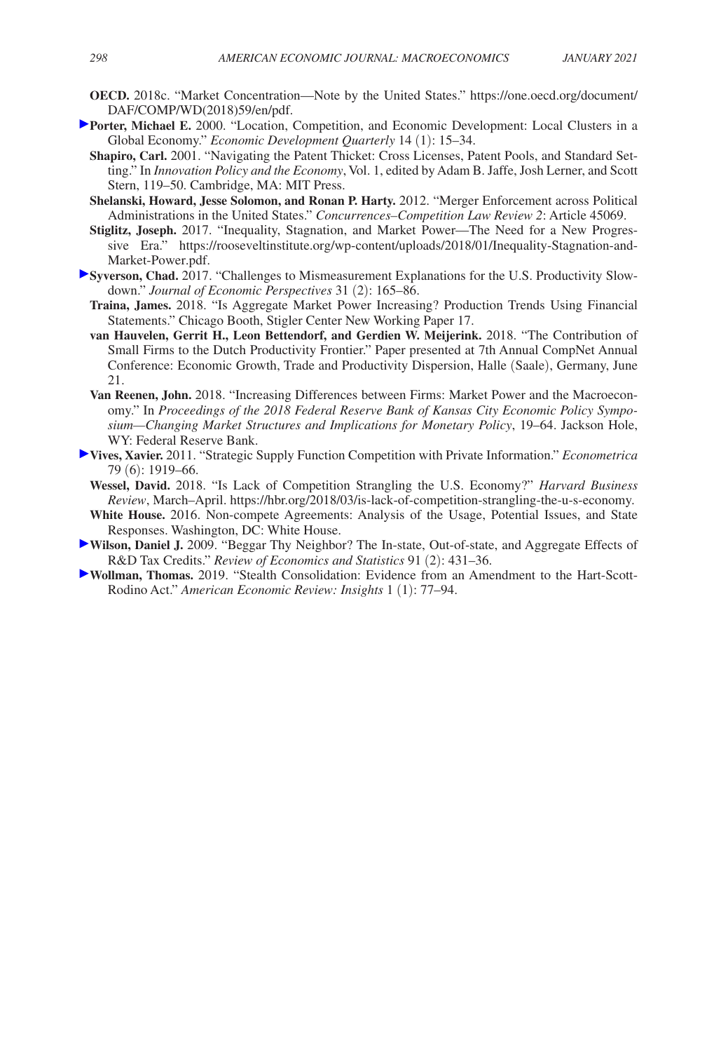**OECD.** 2018c. "Market Concentration—Note by the United States." https://one.oecd.org/document/DAF/COMP/WD(2018)59/en/pdf.

**Porter, Michael E.** 2000. "Location, Competition, and Economic Development: Local Clusters in a Global Economy." *Economic Development Quarterly* 14 (1): 15–34.

**Shapiro, Carl.** 2001. "Navigating the Patent Thicket: Cross Licenses, Patent Pools, and Standard Setting." In *Innovation Policy and the Economy*, Vol. 1, edited by Adam B. Jaffe, Josh Lerner, and Scott Stern, 119–50. Cambridge, MA: MIT Press.

**Shelanski, Howard, Jesse Solomon, and Ronan P. Harty.** 2012. "Merger Enforcement across Political Administrations in the United States." *Concurrences–Competition Law Review 2*: Article 45069.

**Stiglitz, Joseph.** 2017. "Inequality, Stagnation, and Market Power—The Need for a New Progressive Era." https://rooseveltinstitute.org/wp-content/uploads/2018/01/Inequality-Stagnation-and-Market-Power.pdf.

**Syverson, Chad.** 2017. "Challenges to Mismeasurement Explanations for the U.S. Productivity Slowdown." *Journal of Economic Perspectives* 31 (2): 165–86.

**Traina, James.** 2018. "Is Aggregate Market Power Increasing? Production Trends Using Financial Statements." Chicago Booth, Stigler Center New Working Paper 17.

**van Hauvelen, Gerrit H., Leon Bettendorf, and Gerdien W. Meijerink.** 2018. "The Contribution of Small Firms to the Dutch Productivity Frontier." Paper presented at 7th Annual CompNet Annual Conference: Economic Growth, Trade and Productivity Dispersion, Halle (Saale), Germany, June 21.

**Van Reenen, John.** 2018. "Increasing Differences between Firms: Market Power and the Macroeconomy." In *Proceedings of the 2018 Federal Reserve Bank of Kansas City Economic Policy Symposium—Changing Market Structures and Implications for Monetary Policy*, 19–64. Jackson Hole, WY: Federal Reserve Bank.

**Vives, Xavier.** 2011. "Strategic Supply Function Competition with Private Information." *Econometrica* 79 (6): 1919–66.

**Wessel, David.** 2018. "Is Lack of Competition Strangling the U.S. Economy?" *Harvard Business Review*, March–April. https://hbr.org/2018/03/is-lack-of-competition-strangling-the-u-s-economy.

**White House.** 2016. Non-compete Agreements: Analysis of the Usage, Potential Issues, and State Responses. Washington, DC: White House.

**Wilson, Daniel J.** 2009. "Beggar Thy Neighbor? The In-state, Out-of-state, and Aggregate Effects of R&D Tax Credits." *Review of Economics and Statistics* 91 (2): 431–36.

**Wollman, Thomas.** 2019. "Stealth Consolidation: Evidence from an Amendment to the Hart-Scott-Rodino Act." *American Economic Review: Insights* 1 (1): 77–94.